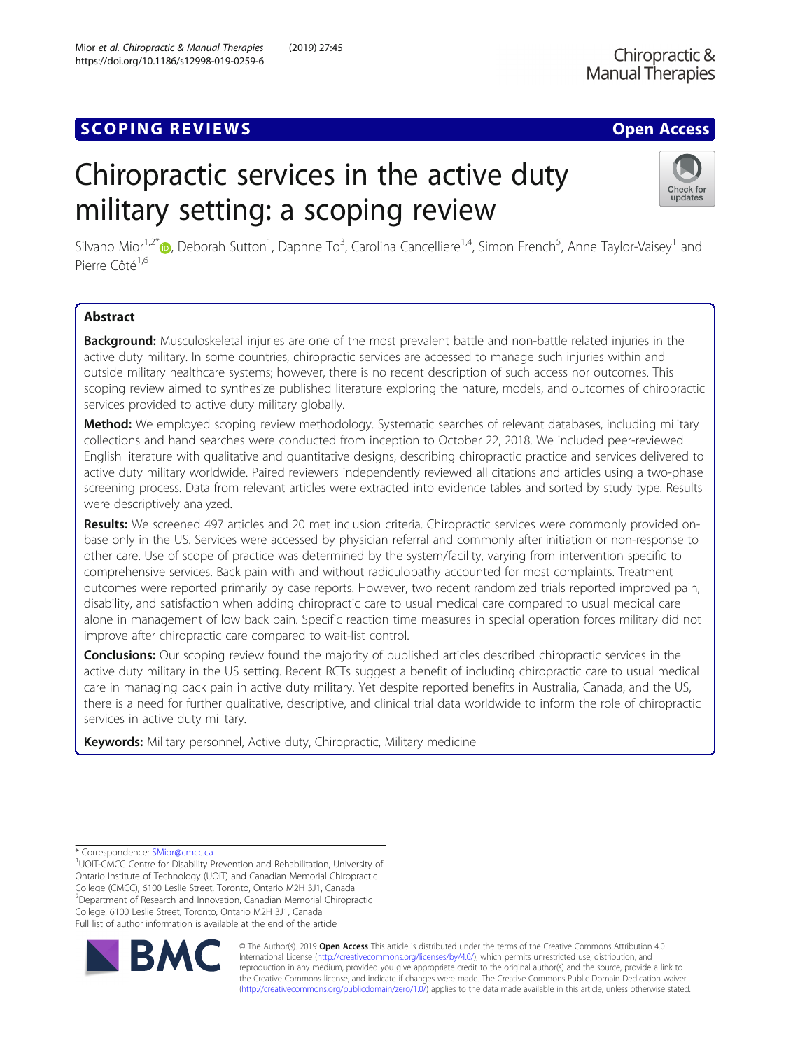SCOPING REVIEWS

Open Access

# Chiropractic services in the active duty military setting: a scoping review

Silvano Mior[1,2*], Deborah Sutton[1], Daphne To[3], Carolina Cancelliere[1,4], Simon French[5], Anne Taylor-Vaisey[1] and Pierre Côté[1,6]

## Abstract

**Background:** Musculoskeletal injuries are one of the most prevalent battle and non-battle related injuries in the active duty military. In some countries, chiropractic services are accessed to manage such injuries within and outside military healthcare systems; however, there is no recent description of such access nor outcomes. This scoping review aimed to synthesize published literature exploring the nature, models, and outcomes of chiropractic services provided to active duty military globally.

**Method:** We employed scoping review methodology. Systematic searches of relevant databases, including military collections and hand searches were conducted from inception to October 22, 2018. We included peer-reviewed English literature with qualitative and quantitative designs, describing chiropractic practice and services delivered to active duty military worldwide. Paired reviewers independently reviewed all citations and articles using a two-phase screening process. Data from relevant articles were extracted into evidence tables and sorted by study type. Results were descriptively analyzed.

**Results:** We screened 497 articles and 20 met inclusion criteria. Chiropractic services were commonly provided on-base only in the US. Services were accessed by physician referral and commonly after initiation or non-response to other care. Use of scope of practice was determined by the system/facility, varying from intervention specific to comprehensive services. Back pain with and without radiculopathy accounted for most complaints. Treatment outcomes were reported primarily by case reports. However, two recent randomized trials reported improved pain, disability, and satisfaction when adding chiropractic care to usual medical care compared to usual medical care alone in management of low back pain. Specific reaction time measures in special operation forces military did not improve after chiropractic care compared to wait-list control.

**Conclusions:** Our scoping review found the majority of published articles described chiropractic services in the active duty military in the US setting. Recent RCTs suggest a benefit of including chiropractic care to usual medical care in managing back pain in active duty military. Yet despite reported benefits in Australia, Canada, and the US, there is a need for further qualitative, descriptive, and clinical trial data worldwide to inform the role of chiropractic services in active duty military.

**Keywords:** Military personnel, Active duty, Chiropractic, Military medicine

\* Correspondence: SMior@cmcc.ca

[1]UOIT-CMCC Centre for Disability Prevention and Rehabilitation, University of Ontario Institute of Technology (UOIT) and Canadian Memorial Chiropractic College (CMCC), 6100 Leslie Street, Toronto, Ontario M2H 3J1, Canada

[2]Department of Research and Innovation, Canadian Memorial Chiropractic College, 6100 Leslie Street, Toronto, Ontario M2H 3J1, Canada

Full list of author information is available at the end of the article

© The Author(s). 2019 **Open Access** This article is distributed under the terms of the Creative Commons Attribution 4.0 International License (http://creativecommons.org/licenses/by/4.0/), which permits unrestricted use, distribution, and reproduction in any medium, provided you give appropriate credit to the original author(s) and the source, provide a link to the Creative Commons license, and indicate if changes were made. The Creative Commons Public Domain Dedication waiver (http://creativecommons.org/publicdomain/zero/1.0/) applies to the data made available in this article, unless otherwise stated.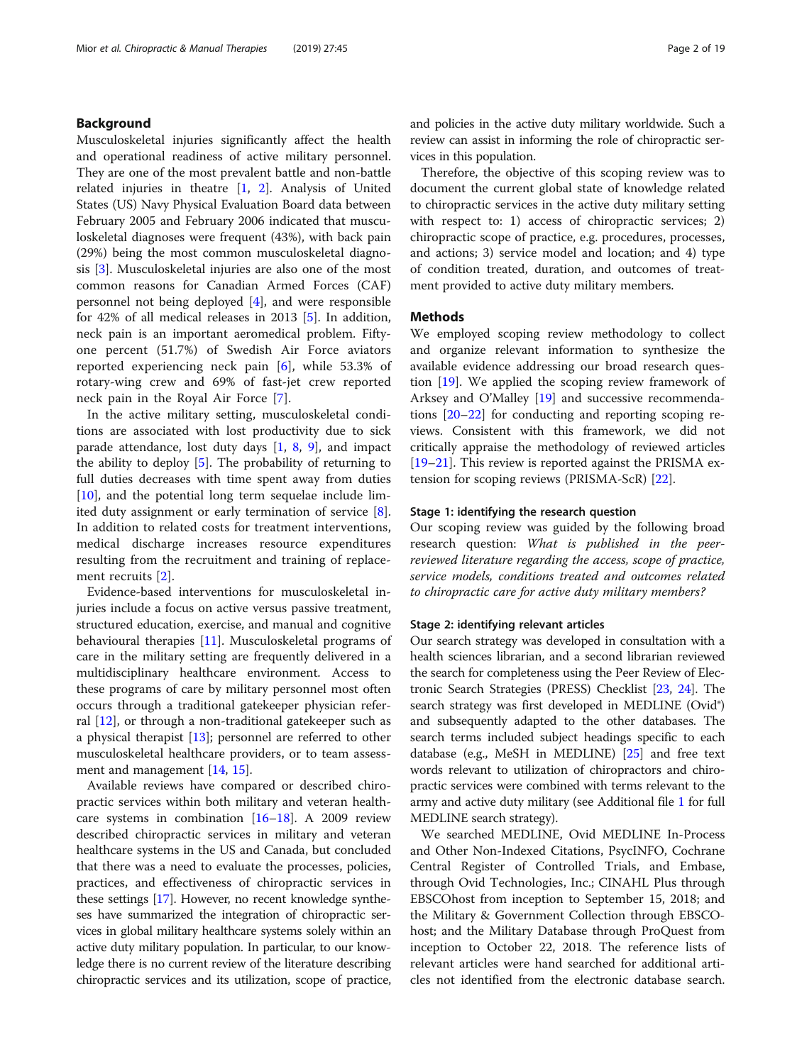## Background

Musculoskeletal injuries significantly affect the health and operational readiness of active military personnel. They are one of the most prevalent battle and non-battle related injuries in theatre [1, 2]. Analysis of United States (US) Navy Physical Evaluation Board data between February 2005 and February 2006 indicated that musculoskeletal diagnoses were frequent (43%), with back pain (29%) being the most common musculoskeletal diagnosis [3]. Musculoskeletal injuries are also one of the most common reasons for Canadian Armed Forces (CAF) personnel not being deployed [4], and were responsible for 42% of all medical releases in 2013 [5]. In addition, neck pain is an important aeromedical problem. Fifty-one percent (51.7%) of Swedish Air Force aviators reported experiencing neck pain [6], while 53.3% of rotary-wing crew and 69% of fast-jet crew reported neck pain in the Royal Air Force [7].

In the active military setting, musculoskeletal conditions are associated with lost productivity due to sick parade attendance, lost duty days [1, 8, 9], and impact the ability to deploy [5]. The probability of returning to full duties decreases with time spent away from duties [10], and the potential long term sequelae include limited duty assignment or early termination of service [8]. In addition to related costs for treatment interventions, medical discharge increases resource expenditures resulting from the recruitment and training of replacement recruits [2].

Evidence-based interventions for musculoskeletal injuries include a focus on active versus passive treatment, structured education, exercise, and manual and cognitive behavioural therapies [11]. Musculoskeletal programs of care in the military setting are frequently delivered in a multidisciplinary healthcare environment. Access to these programs of care by military personnel most often occurs through a traditional gatekeeper physician referral [12], or through a non-traditional gatekeeper such as a physical therapist [13]; personnel are referred to other musculoskeletal healthcare providers, or to team assessment and management [14, 15].

Available reviews have compared or described chiropractic services within both military and veteran healthcare systems in combination [16–18]. A 2009 review described chiropractic services in military and veteran healthcare systems in the US and Canada, but concluded that there was a need to evaluate the processes, policies, practices, and effectiveness of chiropractic services in these settings [17]. However, no recent knowledge syntheses have summarized the integration of chiropractic services in global military healthcare systems solely within an active duty military population. In particular, to our knowledge there is no current review of the literature describing chiropractic services and its utilization, scope of practice, and policies in the active duty military worldwide. Such a review can assist in informing the role of chiropractic services in this population.

Therefore, the objective of this scoping review was to document the current global state of knowledge related to chiropractic services in the active duty military setting with respect to: 1) access of chiropractic services; 2) chiropractic scope of practice, e.g. procedures, processes, and actions; 3) service model and location; and 4) type of condition treated, duration, and outcomes of treatment provided to active duty military members.

## Methods

We employed scoping review methodology to collect and organize relevant information to synthesize the available evidence addressing our broad research question [19]. We applied the scoping review framework of Arksey and O'Malley [19] and successive recommendations [20–22] for conducting and reporting scoping reviews. Consistent with this framework, we did not critically appraise the methodology of reviewed articles [19–21]. This review is reported against the PRISMA extension for scoping reviews (PRISMA-ScR) [22].

### Stage 1: identifying the research question

Our scoping review was guided by the following broad research question: *What is published in the peer-reviewed literature regarding the access, scope of practice, service models, conditions treated and outcomes related to chiropractic care for active duty military members?*

### Stage 2: identifying relevant articles

Our search strategy was developed in consultation with a health sciences librarian, and a second librarian reviewed the search for completeness using the Peer Review of Electronic Search Strategies (PRESS) Checklist [23, 24]. The search strategy was first developed in MEDLINE (Ovid®) and subsequently adapted to the other databases. The search terms included subject headings specific to each database (e.g., MeSH in MEDLINE) [25] and free text words relevant to utilization of chiropractors and chiropractic services were combined with terms relevant to the army and active duty military (see Additional file 1 for full MEDLINE search strategy).

We searched MEDLINE, Ovid MEDLINE In-Process and Other Non-Indexed Citations, PsycINFO, Cochrane Central Register of Controlled Trials, and Embase, through Ovid Technologies, Inc.; CINAHL Plus through EBSCOhost from inception to September 15, 2018; and the Military & Government Collection through EBSCOhost; and the Military Database through ProQuest from inception to October 22, 2018. The reference lists of relevant articles were hand searched for additional articles not identified from the electronic database search.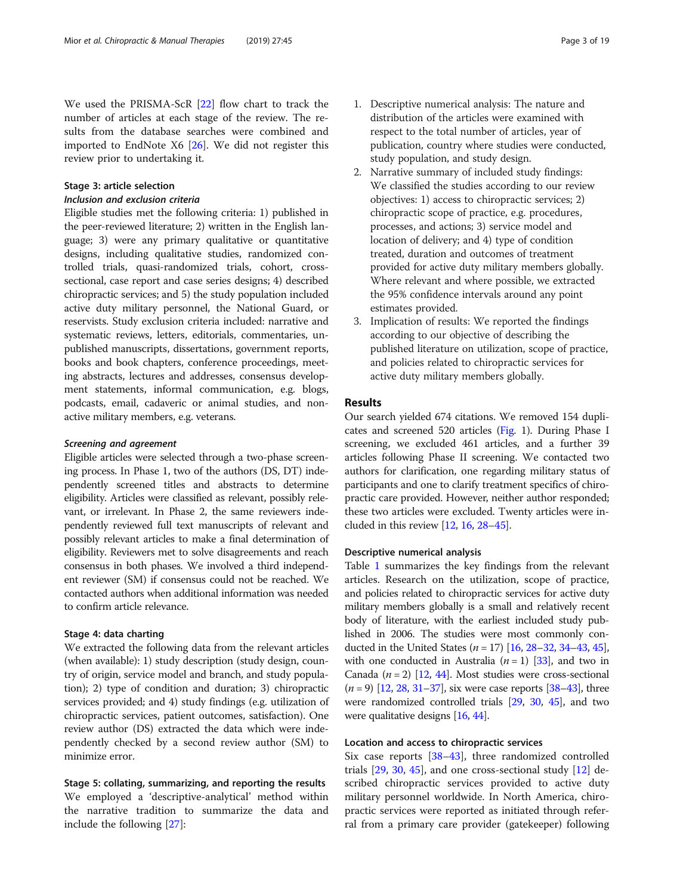We used the PRISMA-ScR [22] flow chart to track the number of articles at each stage of the review. The results from the database searches were combined and imported to EndNote X6 [26]. We did not register this review prior to undertaking it.

### Stage 3: article selection

#### *Inclusion and exclusion criteria*

Eligible studies met the following criteria: 1) published in the peer-reviewed literature; 2) written in the English language; 3) were any primary qualitative or quantitative designs, including qualitative studies, randomized controlled trials, quasi-randomized trials, cohort, cross-sectional, case report and case series designs; 4) described chiropractic services; and 5) the study population included active duty military personnel, the National Guard, or reservists. Study exclusion criteria included: narrative and systematic reviews, letters, editorials, commentaries, unpublished manuscripts, dissertations, government reports, books and book chapters, conference proceedings, meeting abstracts, lectures and addresses, consensus development statements, informal communication, e.g. blogs, podcasts, email, cadaveric or animal studies, and non-active military members, e.g. veterans.

#### *Screening and agreement*

Eligible articles were selected through a two-phase screening process. In Phase 1, two of the authors (DS, DT) independently screened titles and abstracts to determine eligibility. Articles were classified as relevant, possibly relevant, or irrelevant. In Phase 2, the same reviewers independently reviewed full text manuscripts of relevant and possibly relevant articles to make a final determination of eligibility. Reviewers met to solve disagreements and reach consensus in both phases. We involved a third independent reviewer (SM) if consensus could not be reached. We contacted authors when additional information was needed to confirm article relevance.

### Stage 4: data charting

We extracted the following data from the relevant articles (when available): 1) study description (study design, country of origin, service model and branch, and study population); 2) type of condition and duration; 3) chiropractic services provided; and 4) study findings (e.g. utilization of chiropractic services, patient outcomes, satisfaction). One review author (DS) extracted the data which were independently checked by a second review author (SM) to minimize error.

### Stage 5: collating, summarizing, and reporting the results

We employed a 'descriptive-analytical' method within the narrative tradition to summarize the data and include the following [27]:

1. Descriptive numerical analysis: The nature and distribution of the articles were examined with respect to the total number of articles, year of publication, country where studies were conducted, study population, and study design.
2. Narrative summary of included study findings: We classified the studies according to our review objectives: 1) access to chiropractic services; 2) chiropractic scope of practice, e.g. procedures, processes, and actions; 3) service model and location of delivery; and 4) type of condition treated, duration and outcomes of treatment provided for active duty military members globally. Where relevant and where possible, we extracted the 95% confidence intervals around any point estimates provided.
3. Implication of results: We reported the findings according to our objective of describing the published literature on utilization, scope of practice, and policies related to chiropractic services for active duty military members globally.

## Results

Our search yielded 674 citations. We removed 154 duplicates and screened 520 articles (Fig. 1). During Phase I screening, we excluded 461 articles, and a further 39 articles following Phase II screening. We contacted two authors for clarification, one regarding military status of participants and one to clarify treatment specifics of chiropractic care provided. However, neither author responded; these two articles were excluded. Twenty articles were included in this review [12, 16, 28–45].

### Descriptive numerical analysis

Table 1 summarizes the key findings from the relevant articles. Research on the utilization, scope of practice, and policies related to chiropractic services for active duty military members globally is a small and relatively recent body of literature, with the earliest included study published in 2006. The studies were most commonly conducted in the United States ($n = 17$) [16, 28–32, 34–43, 45], with one conducted in Australia ($n = 1$) [33], and two in Canada ($n = 2$) [12, 44]. Most studies were cross-sectional ($n = 9$) [12, 28, 31–37], six were case reports [38–43], three were randomized controlled trials [29, 30, 45], and two were qualitative designs [16, 44].

### Location and access to chiropractic services

Six case reports [38–43], three randomized controlled trials [29, 30, 45], and one cross-sectional study [12] described chiropractic services provided to active duty military personnel worldwide. In North America, chiropractic services were reported as initiated through referral from a primary care provider (gatekeeper) following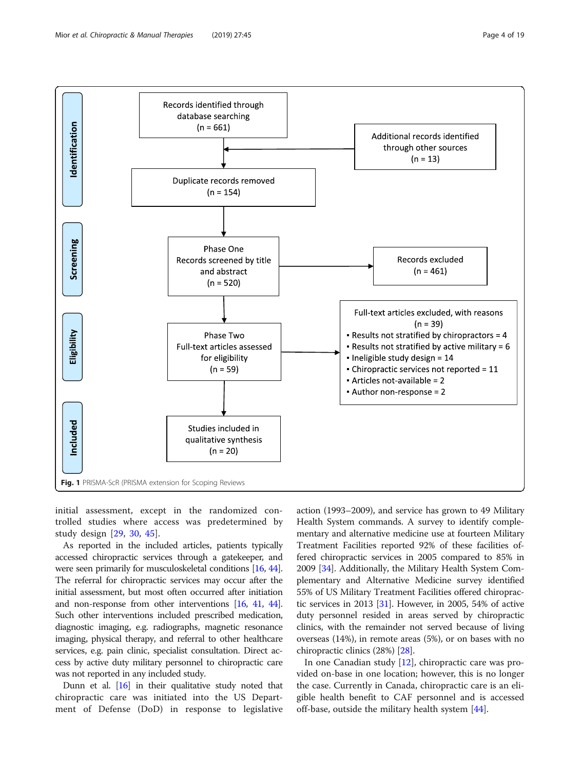Records identified through database searching (n = 661)

Additional records identified through other sources (n = 13)

Duplicate records removed (n = 154)

Phase One Records screened by title and abstract (n = 520)

Records excluded (n = 461)

Phase Two Full-text articles assessed for eligibility (n = 59)

Full-text articles excluded, with reasons (n = 39)

- Results not stratified by chiropractors = 4
- Results not stratified by active military = 6
- Ineligible study design = 14
- Chiropractic services not reported = 11
- Articles not-available = 2
- Author non-response = 2

Studies included in qualitative synthesis (n = 20)

Identification | Screening | Eligibility | Included

**Fig. 1** PRISMA-ScR (PRISMA extension for Scoping Reviews

initial assessment, except in the randomized controlled studies where access was predetermined by study design [29, 30, 45].

As reported in the included articles, patients typically accessed chiropractic services through a gatekeeper, and were seen primarily for musculoskeletal conditions [16, 44]. The referral for chiropractic services may occur after the initial assessment, but most often occurred after initiation and non-response from other interventions [16, 41, 44]. Such other interventions included prescribed medication, diagnostic imaging, e.g. radiographs, magnetic resonance imaging, physical therapy, and referral to other healthcare services, e.g. pain clinic, specialist consultation. Direct access by active duty military personnel to chiropractic care was not reported in any included study.

Dunn et al. [16] in their qualitative study noted that chiropractic care was initiated into the US Department of Defense (DoD) in response to legislative action (1993–2009), and service has grown to 49 Military Health System commands. A survey to identify complementary and alternative medicine use at fourteen Military Treatment Facilities reported 92% of these facilities offered chiropractic services in 2005 compared to 85% in 2009 [34]. Additionally, the Military Health System Complementary and Alternative Medicine survey identified 55% of US Military Treatment Facilities offered chiropractic services in 2013 [31]. However, in 2005, 54% of active duty personnel resided in areas served by chiropractic clinics, with the remainder not served because of living overseas (14%), in remote areas (5%), or on bases with no chiropractic clinics (28%) [28].

In one Canadian study [12], chiropractic care was provided on-base in one location; however, this is no longer the case. Currently in Canada, chiropractic care is an eligible health benefit to CAF personnel and is accessed off-base, outside the military health system [44].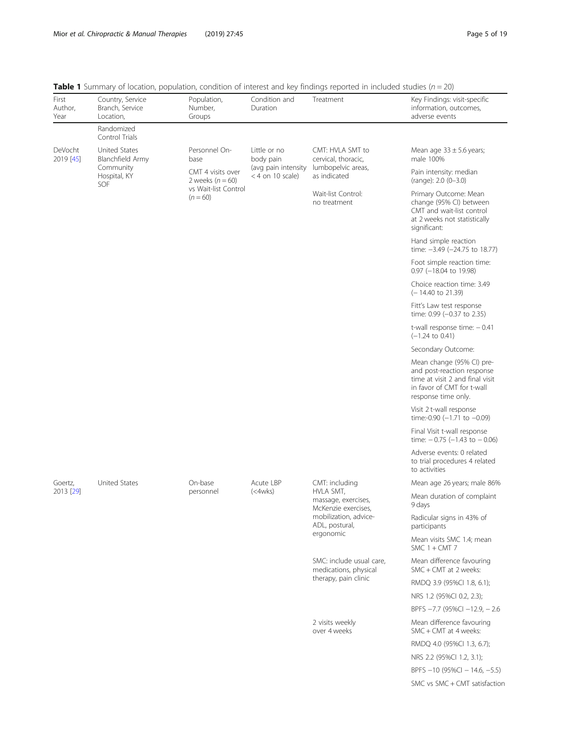**Table 1** Summary of location, population, condition of interest and key findings reported in included studies ($n = 20$)

| First Author, Year | Country, Service Branch, Service Location, | Population, Number, Groups | Condition and Duration | Treatment | Key Findings: visit-specific information, outcomes, adverse events |
| --- | --- | --- | --- | --- | --- |
| | Randomized Control Trials | | | | |
| DeVocht 2019 [45] | United States Blanchfield Army Community Hospital, KY SOF | Personnel On-base | Little or no body pain (avg pain intensity < 4 on 10 scale) | CMT: HVLA SMT to cervical, thoracic, lumbopelvic areas, as indicated | Mean age 33 ± 5.6 years; male 100% |
| | | CMT 4 visits over 2 weeks ($n = 60$) vs Wait-list Control ($n = 60$) | | Wait-list Control: no treatment | Pain intensity: median (range): 2.0 (0–3.0) |
| | | | | | Primary Outcome: Mean change (95% CI) between CMT and wait-list control at 2 weeks not statistically significant: |
| | | | | | Hand simple reaction time: −3.49 (−24.75 to 18.77) |
| | | | | | Foot simple reaction time: 0.97 (−18.04 to 19.98) |
| | | | | | Choice reaction time: 3.49 (− 14.40 to 21.39) |
| | | | | | Fitt's Law test response time: 0.99 (−0.37 to 2.35) |
| | | | | | t-wall response time: − 0.41 (−1.24 to 0.41) |
| | | | | | Secondary Outcome: |
| | | | | | Mean change (95% CI) pre- and post-reaction response time at visit 2 and final visit in favor of CMT for t-wall response time only. |
| | | | | | Visit 2 t-wall response time:-0.90 (−1.71 to −0.09) |
| | | | | | Final Visit t-wall response time: − 0.75 (−1.43 to − 0.06) |
| | | | | | Adverse events: 0 related to trial procedures 4 related to activities |
| Goertz, 2013 [29] | United States | On-base personnel | Acute LBP (<4wks) | CMT: including HVLA SMT, massage, exercises, McKenzie exercises, mobilization, advice-ADL, postural, ergonomic | Mean age 26 years; male 86% |
| | | | | | Mean duration of complaint 9 days |
| | | | | | Radicular signs in 43% of participants |
| | | | | | Mean visits SMC 1.4; mean SMC 1 + CMT 7 |
| | | | | SMC: include usual care, medications, physical therapy, pain clinic | Mean difference favouring SMC + CMT at 2 weeks: |
| | | | | | RMDQ 3.9 (95%CI 1.8, 6.1); |
| | | | | | NRS 1.2 (95%CI 0.2, 2.3); |
| | | | | | BPFS −7.7 (95%CI −12.9, − 2.6 |
| | | | | 2 visits weekly over 4 weeks | Mean difference favouring SMC + CMT at 4 weeks: |
| | | | | | RMDQ 4.0 (95%CI 1.3, 6.7); |
| | | | | | NRS 2.2 (95%CI 1.2, 3.1); |
| | | | | | BPFS −10 (95%CI − 14.6, −5.5) |
| | | | | | SMC vs SMC + CMT satisfaction |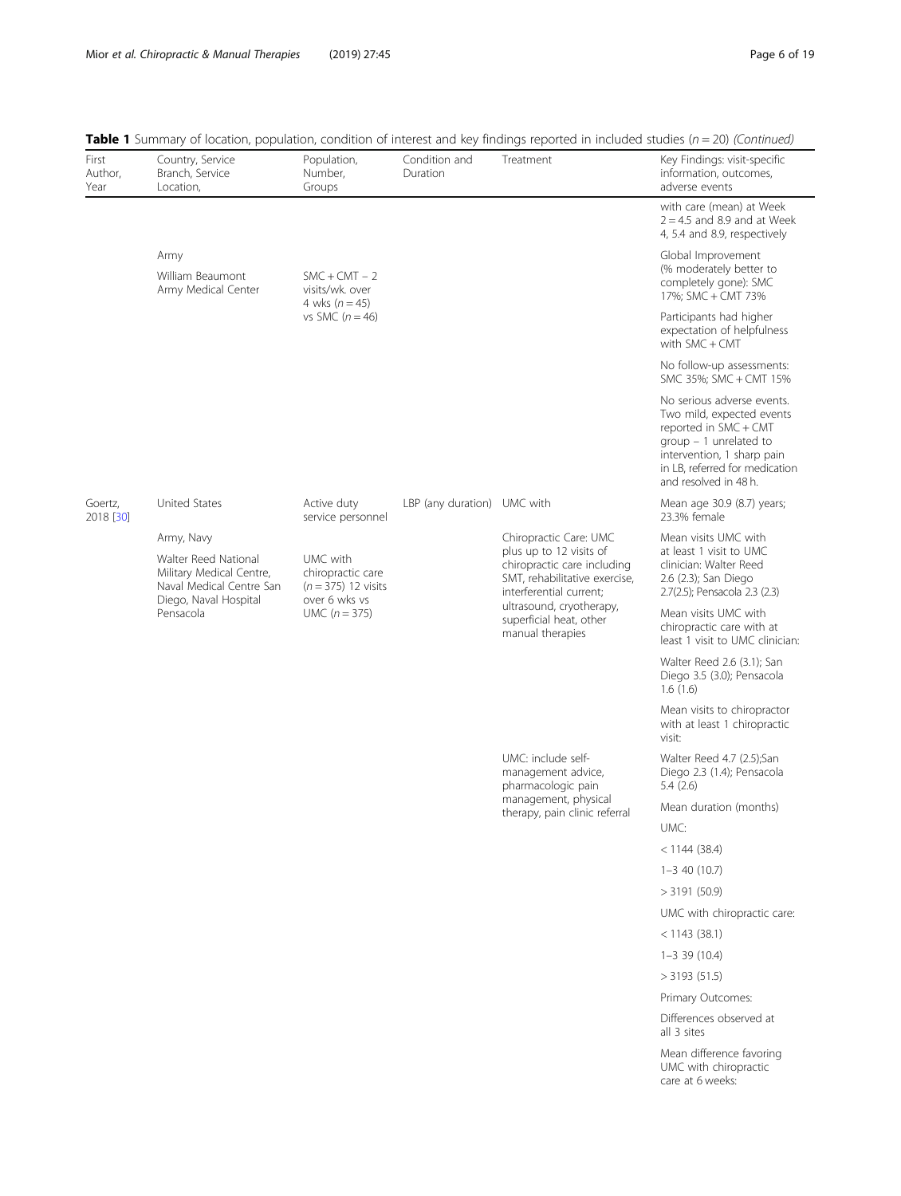**Table 1** Summary of location, population, condition of interest and key findings reported in included studies ($n = 20$) *(Continued)*

| First Author, Year | Country, Service Branch, Service Location, | Population, Number, Groups | Condition and Duration | Treatment | Key Findings: visit-specific information, outcomes, adverse events |
| --- | --- | --- | --- | --- | --- |
| | | | | | with care (mean) at Week 2 = 4.5 and 8.9 and at Week 4, 5.4 and 8.9, respectively |
| | Army<br>William Beaumont Army Medical Center | SMC + CMT – 2 visits/wk. over 4 wks (n = 45) vs SMC (n = 46) | | | Global Improvement (% moderately better to completely gone): SMC 17%; SMC + CMT 73% |
| | | | | | Participants had higher expectation of helpfulness with SMC + CMT |
| | | | | | No follow-up assessments: SMC 35%; SMC + CMT 15% |
| | | | | | No serious adverse events. Two mild, expected events reported in SMC + CMT group – 1 unrelated to intervention, 1 sharp pain in LB, referred for medication and resolved in 48 h. |
| Goertz, 2018 [30] | United States | Active duty service personnel | LBP (any duration) | UMC with | Mean age 30.9 (8.7) years; 23.3% female |
| | Army, Navy<br>Walter Reed National Military Medical Centre, Naval Medical Centre San Diego, Naval Hospital Pensacola | UMC with chiropractic care (n = 375) 12 visits over 6 wks vs UMC (n = 375) | | Chiropractic Care: UMC plus up to 12 visits of chiropractic care including SMT, rehabilitative exercise, interferential current; ultrasound, cryotherapy, superficial heat, other manual therapies | Mean visits UMC with at least 1 visit to UMC clinician: Walter Reed 2.6 (2.3); San Diego 2.7(2.5); Pensacola 2.3 (2.3) |
| | | | | | Mean visits UMC with chiropractic care with at least 1 visit to UMC clinician: |
| | | | | | Walter Reed 2.6 (3.1); San Diego 3.5 (3.0); Pensacola 1.6 (1.6) |
| | | | | | Mean visits to chiropractor with at least 1 chiropractic visit: |
| | | | | UMC: include self-management advice, pharmacologic pain management, physical therapy, pain clinic referral | Walter Reed 4.7 (2.5);San Diego 2.3 (1.4); Pensacola 5.4 (2.6) |
| | | | | | Mean duration (months) |
| | | | | | UMC: |
| | | | | | < 1144 (38.4) |
| | | | | | 1–3 40 (10.7) |
| | | | | | > 3191 (50.9) |
| | | | | | UMC with chiropractic care: |
| | | | | | < 1143 (38.1) |
| | | | | | 1–3 39 (10.4) |
| | | | | | > 3193 (51.5) |
| | | | | | Primary Outcomes: |
| | | | | | Differences observed at all 3 sites |
| | | | | | Mean difference favoring UMC with chiropractic care at 6 weeks: |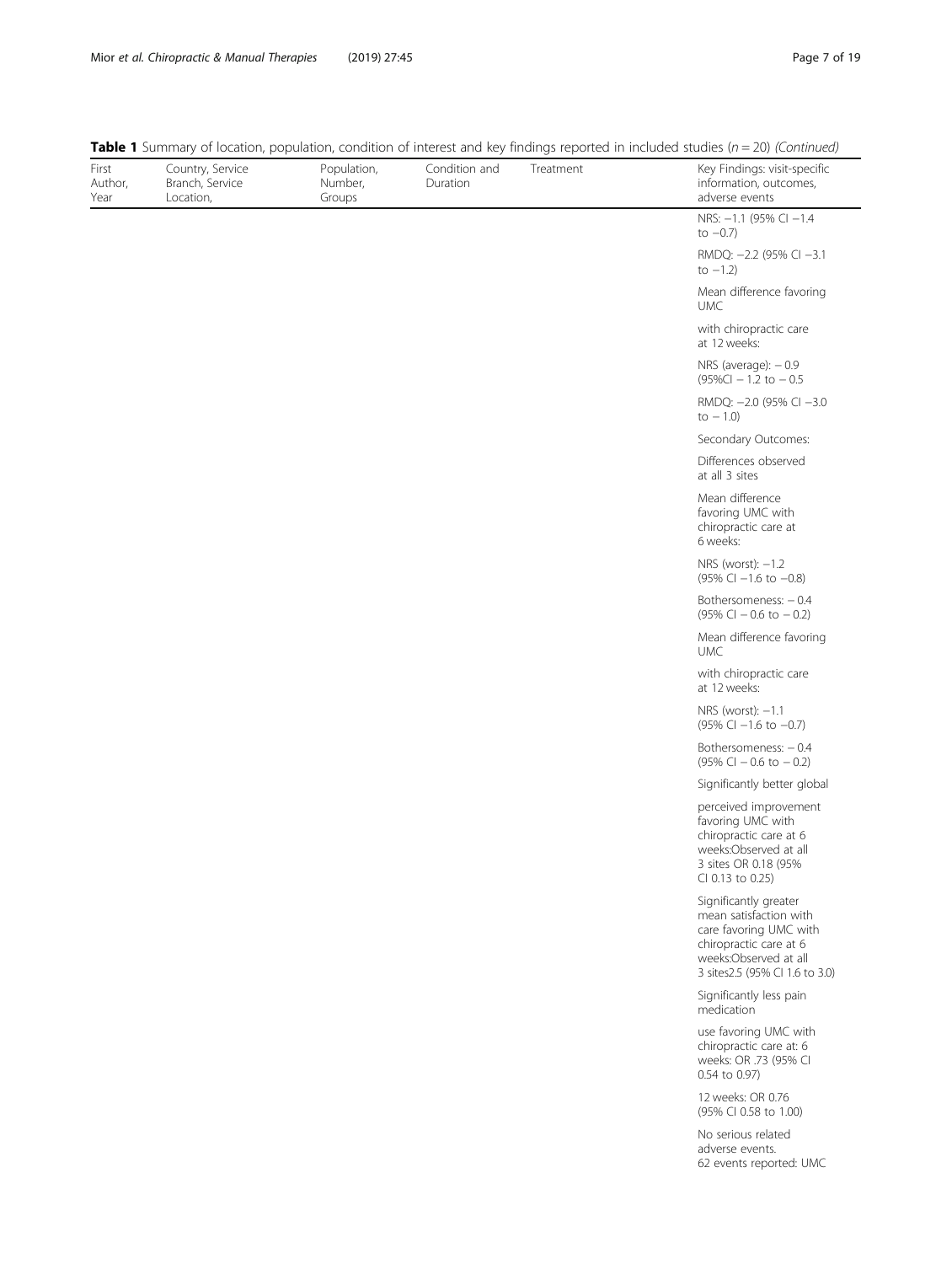**Table 1** Summary of location, population, condition of interest and key findings reported in included studies ($n = 20$) *(Continued)*

| First Author, Year | Country, Service Branch, Service Location, | Population, Number, Groups | Condition and Duration | Treatment | Key Findings: visit-specific information, outcomes, adverse events |
|---|---|---|---|---|---|
| | | | | | NRS: −1.1 (95% CI −1.4 to −0.7) |
| | | | | | RMDQ: −2.2 (95% CI −3.1 to −1.2) |
| | | | | | Mean difference favoring UMC |
| | | | | | with chiropractic care at 12 weeks: |
| | | | | | NRS (average): − 0.9 (95%CI − 1.2 to − 0.5 |
| | | | | | RMDQ: −2.0 (95% CI −3.0 to − 1.0) |
| | | | | | Secondary Outcomes: |
| | | | | | Differences observed at all 3 sites |
| | | | | | Mean difference favoring UMC with chiropractic care at 6 weeks: |
| | | | | | NRS (worst): −1.2 (95% CI −1.6 to −0.8) |
| | | | | | Bothersomeness: − 0.4 (95% CI − 0.6 to − 0.2) |
| | | | | | Mean difference favoring UMC |
| | | | | | with chiropractic care at 12 weeks: |
| | | | | | NRS (worst): −1.1 (95% CI −1.6 to −0.7) |
| | | | | | Bothersomeness: − 0.4 (95% CI − 0.6 to − 0.2) |
| | | | | | Significantly better global |
| | | | | | perceived improvement favoring UMC with chiropractic care at 6 weeks:Observed at all 3 sites OR 0.18 (95% CI 0.13 to 0.25) |
| | | | | | Significantly greater mean satisfaction with care favoring UMC with chiropractic care at 6 weeks:Observed at all 3 sites2.5 (95% CI 1.6 to 3.0) |
| | | | | | Significantly less pain medication |
| | | | | | use favoring UMC with chiropractic care at: 6 weeks: OR .73 (95% CI 0.54 to 0.97) |
| | | | | | 12 weeks: OR 0.76 (95% CI 0.58 to 1.00) |
| | | | | | No serious related adverse events. 62 events reported: UMC |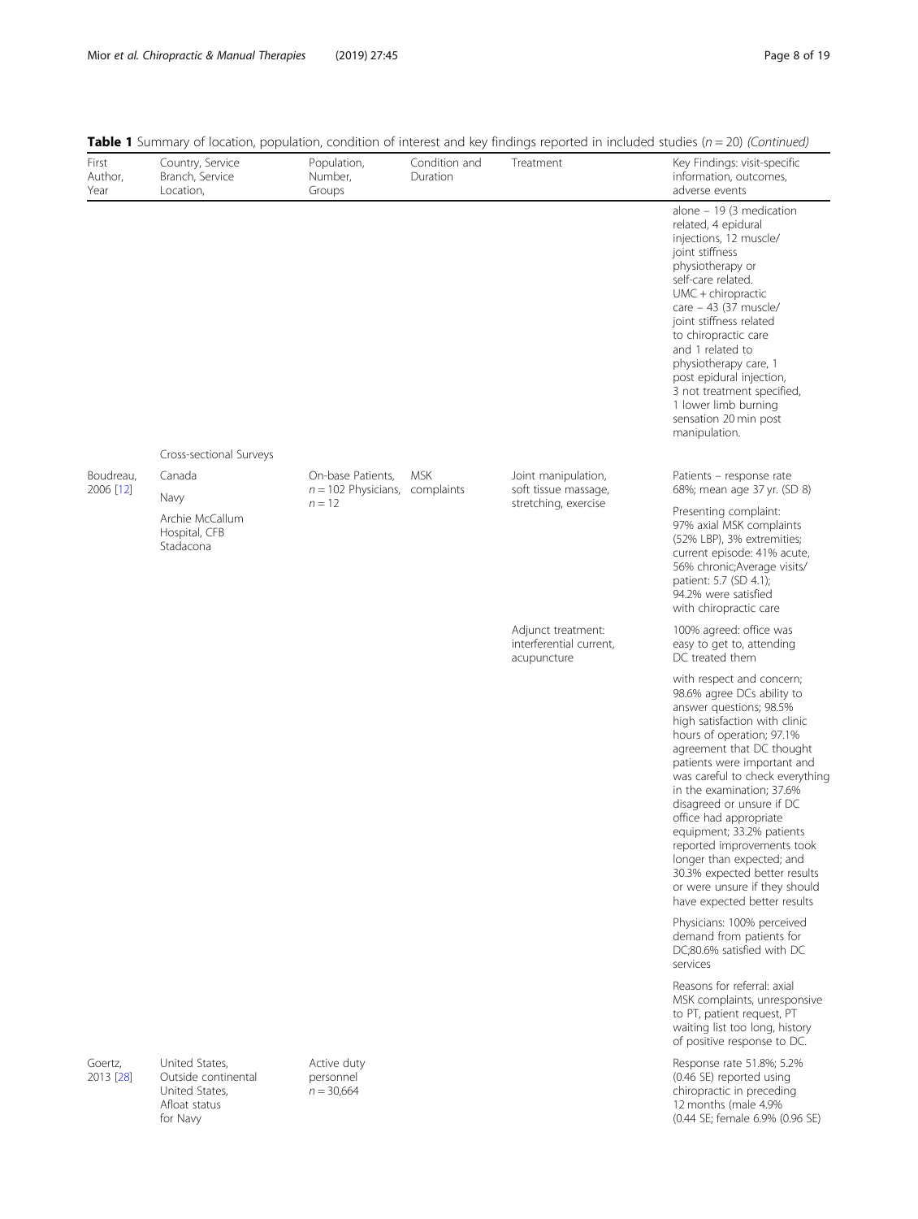**Table 1** Summary of location, population, condition of interest and key findings reported in included studies (n = 20) *(Continued)*

| First Author, Year | Country, Service Branch, Service Location, | Population, Number, Groups | Condition and Duration | Treatment | Key Findings: visit-specific information, outcomes, adverse events |
|---|---|---|---|---|---|
| | | | | | alone – 19 (3 medication related, 4 epidural injections, 12 muscle/ joint stiffness physiotherapy or self-care related. UMC + chiropractic care – 43 (37 muscle/ joint stiffness related to chiropractic care and 1 related to physiotherapy care, 1 post epidural injection, 3 not treatment specified, 1 lower limb burning sensation 20 min post manipulation. |
| | Cross-sectional Surveys | | | | |
| Boudreau, 2006 [12] | Canada<br>Navy<br>Archie McCallum Hospital, CFB Stadacona | On-base Patients, n = 102 Physicians, n = 12 | MSK complaints | Joint manipulation, soft tissue massage, stretching, exercise | Patients – response rate 68%; mean age 37 yr. (SD 8)<br>Presenting complaint: 97% axial MSK complaints (52% LBP), 3% extremities; current episode: 41% acute, 56% chronic;Average visits/ patient: 5.7 (SD 4.1); 94.2% were satisfied with chiropractic care |
| | | | | Adjunct treatment: interferential current, acupuncture | 100% agreed: office was easy to get to, attending DC treated them<br>with respect and concern; 98.6% agree DCs ability to answer questions; 98.5% high satisfaction with clinic hours of operation; 97.1% agreement that DC thought patients were important and was careful to check everything in the examination; 37.6% disagreed or unsure if DC office had appropriate equipment; 33.2% patients reported improvements took longer than expected; and 30.3% expected better results or were unsure if they should have expected better results<br>Physicians: 100% perceived demand from patients for DC;80.6% satisfied with DC services<br>Reasons for referral: axial MSK complaints, unresponsive to PT, patient request, PT waiting list too long, history of positive response to DC. |
| Goertz, 2013 [28] | United States, Outside continental United States, Afloat status for Navy | Active duty personnel n = 30,664 | | | Response rate 51.8%; 5.2% (0.46 SE) reported using chiropractic in preceding 12 months (male 4.9% (0.44 SE; female 6.9% (0.96 SE) |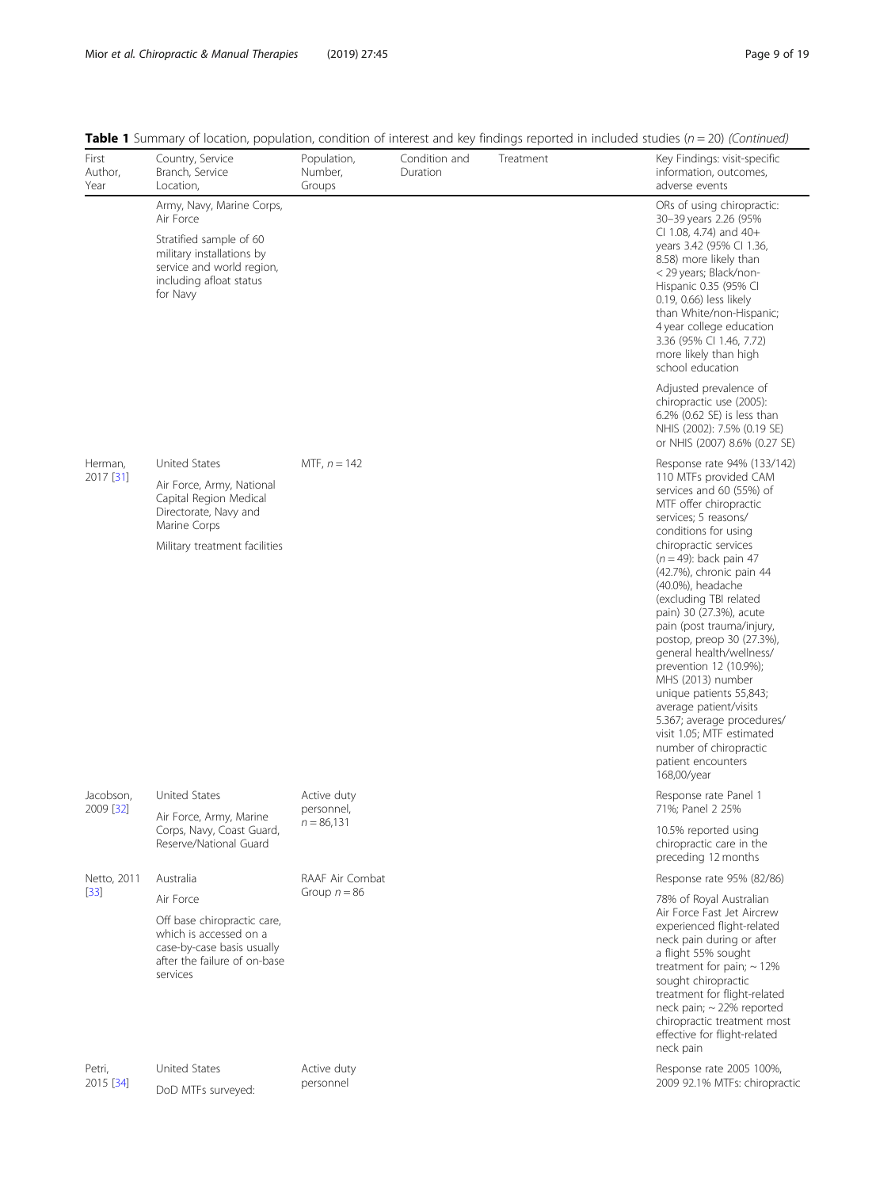**Table 1** Summary of location, population, condition of interest and key findings reported in included studies ($n = 20$) *(Continued)*

| First Author, Year | Country, Service Branch, Service Location, | Population, Number, Groups | Condition and Duration | Treatment | Key Findings: visit-specific information, outcomes, adverse events |
|---|---|---|---|---|---|
| | Army, Navy, Marine Corps, Air Force<br>Stratified sample of 60 military installations by service and world region, including afloat status for Navy | | | | ORs of using chiropractic: 30–39 years 2.26 (95% CI 1.08, 4.74) and 40+ years 3.42 (95% CI 1.36, 8.58) more likely than < 29 years; Black/non-Hispanic 0.35 (95% CI 0.19, 0.66) less likely than White/non-Hispanic; 4 year college education 3.36 (95% CI 1.46, 7.72) more likely than high school education<br>Adjusted prevalence of chiropractic use (2005): 6.2% (0.62 SE) is less than NHIS (2002): 7.5% (0.19 SE) or NHIS (2007) 8.6% (0.27 SE) |
| Herman, 2017 [31] | United States<br>Air Force, Army, National Capital Region Medical Directorate, Navy and Marine Corps<br>Military treatment facilities | MTF, $n = 142$ | | | Response rate 94% (133/142) 110 MTFs provided CAM services and 60 (55%) of MTF offer chiropractic services; 5 reasons/conditions for using chiropractic services ($n = 49$): back pain 47 (42.7%), chronic pain 44 (40.0%), headache (excluding TBI related pain) 30 (27.3%), acute pain (post trauma/injury, postop, preop 30 (27.3%), general health/wellness/prevention 12 (10.9%); MHS (2013) number unique patients 55,843; average patient/visits 5.367; average procedures/visit 1.05; MTF estimated number of chiropractic patient encounters 168,00/year |
| Jacobson, 2009 [32] | United States<br>Air Force, Army, Marine Corps, Navy, Coast Guard, Reserve/National Guard | Active duty personnel, $n = 86,131$ | | | Response rate Panel 1 71%; Panel 2 25%<br>10.5% reported using chiropractic care in the preceding 12 months |
| Netto, 2011 [33] | Australia<br>Air Force<br>Off base chiropractic care, which is accessed on a case-by-case basis usually after the failure of on-base services | RAAF Air Combat Group $n = 86$ | | | Response rate 95% (82/86)<br>78% of Royal Australian Air Force Fast Jet Aircrew experienced flight-related neck pain during or after a flight 55% sought treatment for pain; ~ 12% sought chiropractic treatment for flight-related neck pain; ~ 22% reported chiropractic treatment most effective for flight-related neck pain |
| Petri, 2015 [34] | United States<br>DoD MTFs surveyed: | Active duty personnel | | | Response rate 2005 100%, 2009 92.1% MTFs: chiropractic |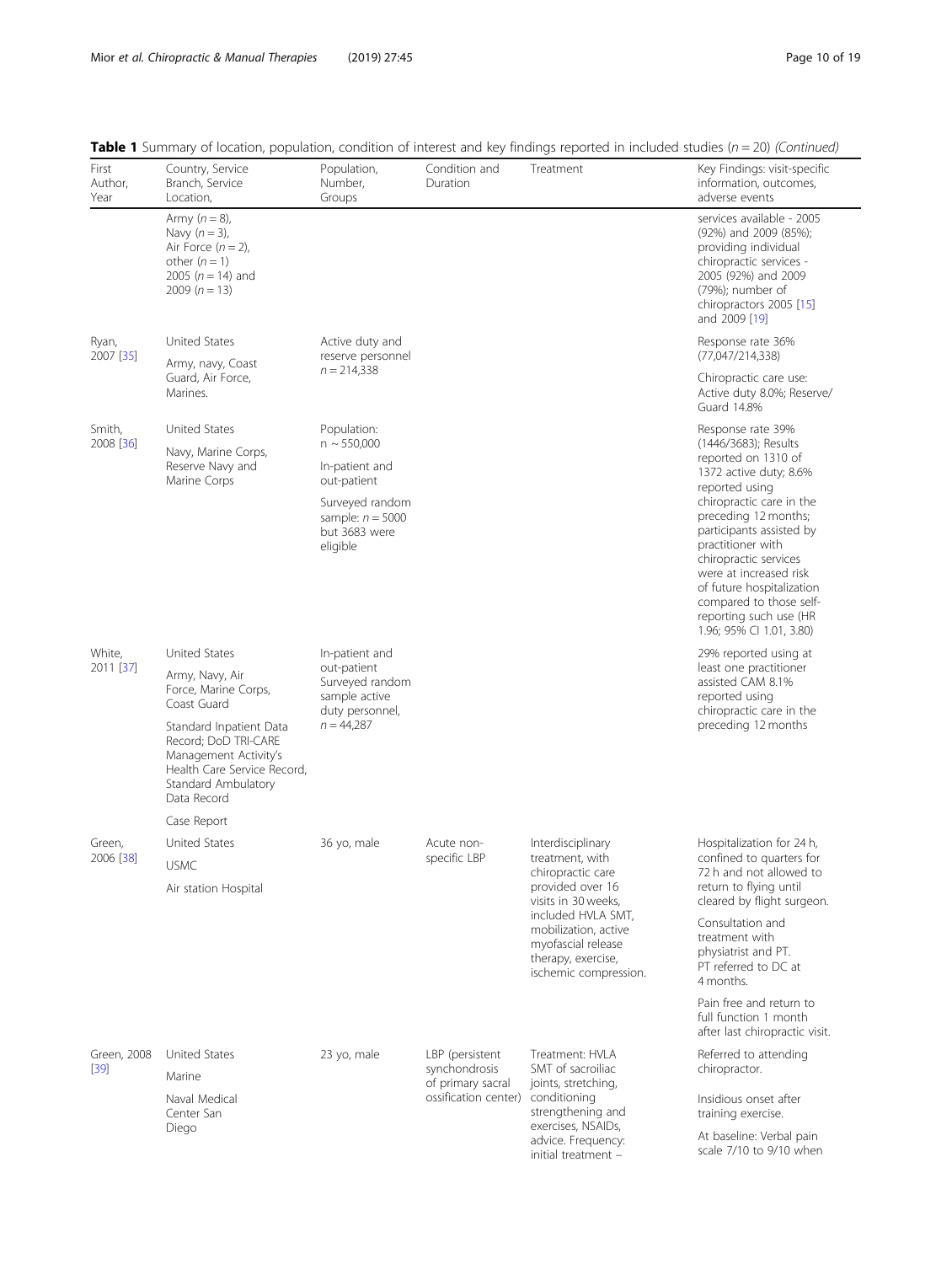**Table 1** Summary of location, population, condition of interest and key findings reported in included studies (*n* = 20) *(Continued)*

| First Author, Year | Country, Service Branch, Service Location, | Population, Number, Groups | Condition and Duration | Treatment | Key Findings: visit-specific information, outcomes, adverse events |
|---|---|---|---|---|---|
| | Army (*n* = 8), Navy (*n* = 3), Air Force (*n* = 2), other (*n* = 1) 2005 (*n* = 14) and 2009 (*n* = 13) | | | | services available - 2005 (92%) and 2009 (85%); providing individual chiropractic services - 2005 (92%) and 2009 (79%); number of chiropractors 2005 [15] and 2009 [19] |
| Ryan, 2007 [35] | United States<br>Army, navy, Coast Guard, Air Force, Marines. | Active duty and reserve personnel *n* = 214,338 | | | Response rate 36% (77,047/214,338)<br>Chiropractic care use: Active duty 8.0%; Reserve/ Guard 14.8% |
| Smith, 2008 [36] | United States<br>Navy, Marine Corps, Reserve Navy and Marine Corps | Population: n ~ 550,000<br>In-patient and out-patient<br>Surveyed random sample: *n* = 5000 but 3683 were eligible | | | Response rate 39% (1446/3683); Results reported on 1310 of 1372 active duty; 8.6% reported using chiropractic care in the preceding 12 months; participants assisted by practitioner with chiropractic services were at increased risk of future hospitalization compared to those self-reporting such use (HR 1.96; 95% CI 1.01, 3.80) |
| White, 2011 [37] | United States<br>Army, Navy, Air Force, Marine Corps, Coast Guard<br>Standard Inpatient Data Record; DoD TRI-CARE Management Activity's Health Care Service Record, Standard Ambulatory Data Record | In-patient and out-patient Surveyed random sample active duty personnel, *n* = 44,287 | | | 29% reported using at least one practitioner assisted CAM 8.1% reported using chiropractic care in the preceding 12 months |
| | Case Report | | | | |
| Green, 2006 [38] | United States<br>USMC<br>Air station Hospital | 36 yo, male | Acute non-specific LBP | Interdisciplinary treatment, with chiropractic care provided over 16 visits in 30 weeks, included HVLA SMT, mobilization, active myofascial release therapy, exercise, ischemic compression. | Hospitalization for 24 h, confined to quarters for 72 h and not allowed to return to flying until cleared by flight surgeon.<br>Consultation and treatment with physiatrist and PT. PT referred to DC at 4 months.<br>Pain free and return to full function 1 month after last chiropractic visit. |
| Green, 2008 [39] | United States<br>Marine<br>Naval Medical Center San Diego | 23 yo, male | LBP (persistent synchondrosis of primary sacral ossification center) | Treatment: HVLA SMT of sacroiliac joints, stretching, conditioning strengthening and exercises, NSAIDs, advice. Frequency: initial treatment – | Referred to attending chiropractor.<br>Insidious onset after training exercise.<br>At baseline: Verbal pain scale 7/10 to 9/10 when |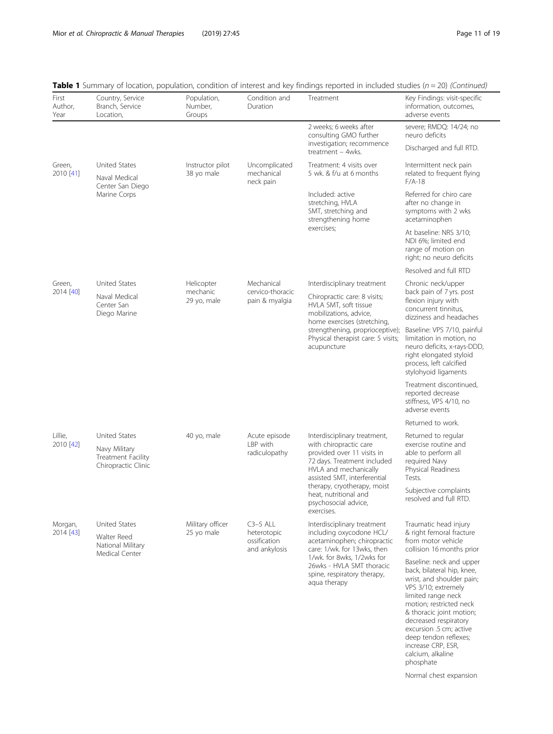**Table 1** Summary of location, population, condition of interest and key findings reported in included studies (*n* = 20) *(Continued)*

| First Author, Year | Country, Service Branch, Service Location, | Population, Number, Groups | Condition and Duration | Treatment | Key Findings: visit-specific information, outcomes, adverse events |
|---|---|---|---|---|---|
| | | | | 2 weeks; 6 weeks after consulting GMO further investigation; recommence treatment – 4wks. | severe; RMDQ: 14/24; no neuro deficits<br>Discharged and full RTD. |
| Green, 2010 [41] | United States<br>Naval Medical Center San Diego Marine Corps | Instructor pilot 38 yo male | Uncomplicated mechanical neck pain | Treatment: 4 visits over 5 wk. & f/u at 6 months<br>Included: active stretching, HVLA SMT, stretching and strengthening home exercises; | Intermittent neck pain related to frequent flying F/A-18<br>Referred for chiro care after no change in symptoms with 2 wks acetaminophen<br>At baseline: NRS 3/10; NDI 6%; limited end range of motion on right; no neuro deficits<br>Resolved and full RTD |
| Green, 2014 [40] | United States<br>Naval Medical Center San Diego Marine | Helicopter mechanic 29 yo, male | Mechanical cervico-thoracic pain & myalgia | Interdisciplinary treatment<br>Chiropractic care: 8 visits; HVLA SMT, soft tissue mobilizations, advice, home exercises (stretching, strengthening, proprioceptive); Physical therapist care: 5 visits; acupuncture | Chronic neck/upper back pain of 7 yrs. post flexion injury with concurrent tinnitus, dizziness and headaches<br>Baseline: VPS 7/10, painful limitation in motion, no neuro deficits, x-rays-DDD, right elongated styloid process, left calcified stylohyoid ligaments<br>Treatment discontinued, reported decrease stiffness, VPS 4/10, no adverse events<br>Returned to work. |
| Lillie, 2010 [42] | United States<br>Navy Military Treatment Facility Chiropractic Clinic | 40 yo, male | Acute episode LBP with radiculopathy | Interdisciplinary treatment, with chiropractic care provided over 11 visits in 72 days. Treatment included HVLA and mechanically assisted SMT, interferential therapy, cryotherapy, moist heat, nutritional and psychosocial advice, exercises. | Returned to regular exercise routine and able to perform all required Navy Physical Readiness Tests.<br>Subjective complaints resolved and full RTD. |
| Morgan, 2014 [43] | United States<br>Walter Reed National Military Medical Center | Military officer 25 yo male | C3–5 ALL heterotopic ossification and ankylosis | Interdisciplinary treatment including oxycodone HCL/ acetaminophen; chiropractic care: 1/wk. for 13wks, then 1/wk. for 8wks, 1/2wks for 26wks - HVLA SMT thoracic spine, respiratory therapy, aqua therapy | Traumatic head injury & right femoral fracture from motor vehicle collision 16 months prior<br>Baseline: neck and upper back, bilateral hip, knee, wrist, and shoulder pain; VPS 3/10; extremely limited range neck motion; restricted neck & thoracic joint motion; decreased respiratory excursion .5 cm; active deep tendon reflexes; increase CRP, ESR, calcium, alkaline phosphate<br>Normal chest expansion |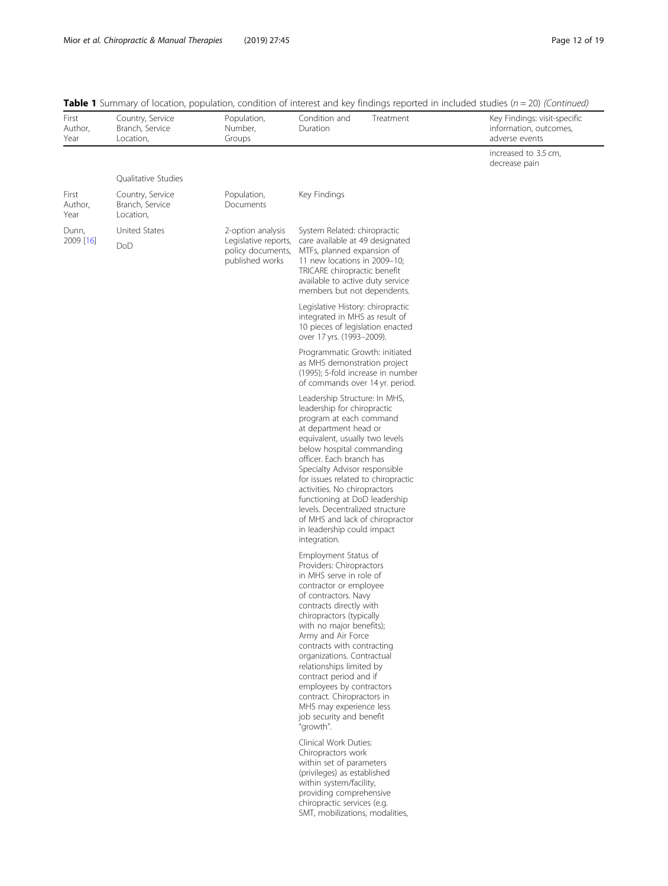**Table 1** Summary of location, population, condition of interest and key findings reported in included studies (*n* = 20) *(Continued)*

| First Author, Year | Country, Service Branch, Service Location, | Population, Number, Groups | Condition and Duration | Treatment | Key Findings: visit-specific information, outcomes, adverse events |
|---|---|---|---|---|---|
| | | | | | increased to 3.5 cm, decrease pain |
| | Qualitative Studies | | | | |
| First Author, Year | Country, Service Branch, Service Location, | Population, Documents | Key Findings | | |
| Dunn, 2009 [16] | United States DoD | 2-option analysis Legislative reports, policy documents, published works | System Related: chiropractic care available at 49 designated MTFs, planned expansion of 11 new locations in 2009–10; TRICARE chiropractic benefit available to active duty service members but not dependents. | | |
| | | | Legislative History: chiropractic integrated in MHS as result of 10 pieces of legislation enacted over 17 yrs. (1993–2009). | | |
| | | | Programmatic Growth: initiated as MHS demonstration project (1995); 5-fold increase in number of commands over 14 yr. period. | | |
| | | | Leadership Structure: In MHS, leadership for chiropractic program at each command at department head or equivalent, usually two levels below hospital commanding officer. Each branch has Specialty Advisor responsible for issues related to chiropractic activities. No chiropractors functioning at DoD leadership levels. Decentralized structure of MHS and lack of chiropractor in leadership could impact integration. | | |
| | | | Employment Status of Providers: Chiropractors in MHS serve in role of contractor or employee of contractors. Navy contracts directly with chiropractors (typically with no major benefits); Army and Air Force contracts with contracting organizations. Contractual relationships limited by contract period and if employees by contractors contract. Chiropractors in MHS may experience less job security and benefit "growth". | | |
| | | | Clinical Work Duties: Chiropractors work within set of parameters (privileges) as established within system/facility, providing comprehensive chiropractic services (e.g. SMT, mobilizations, modalities, | | |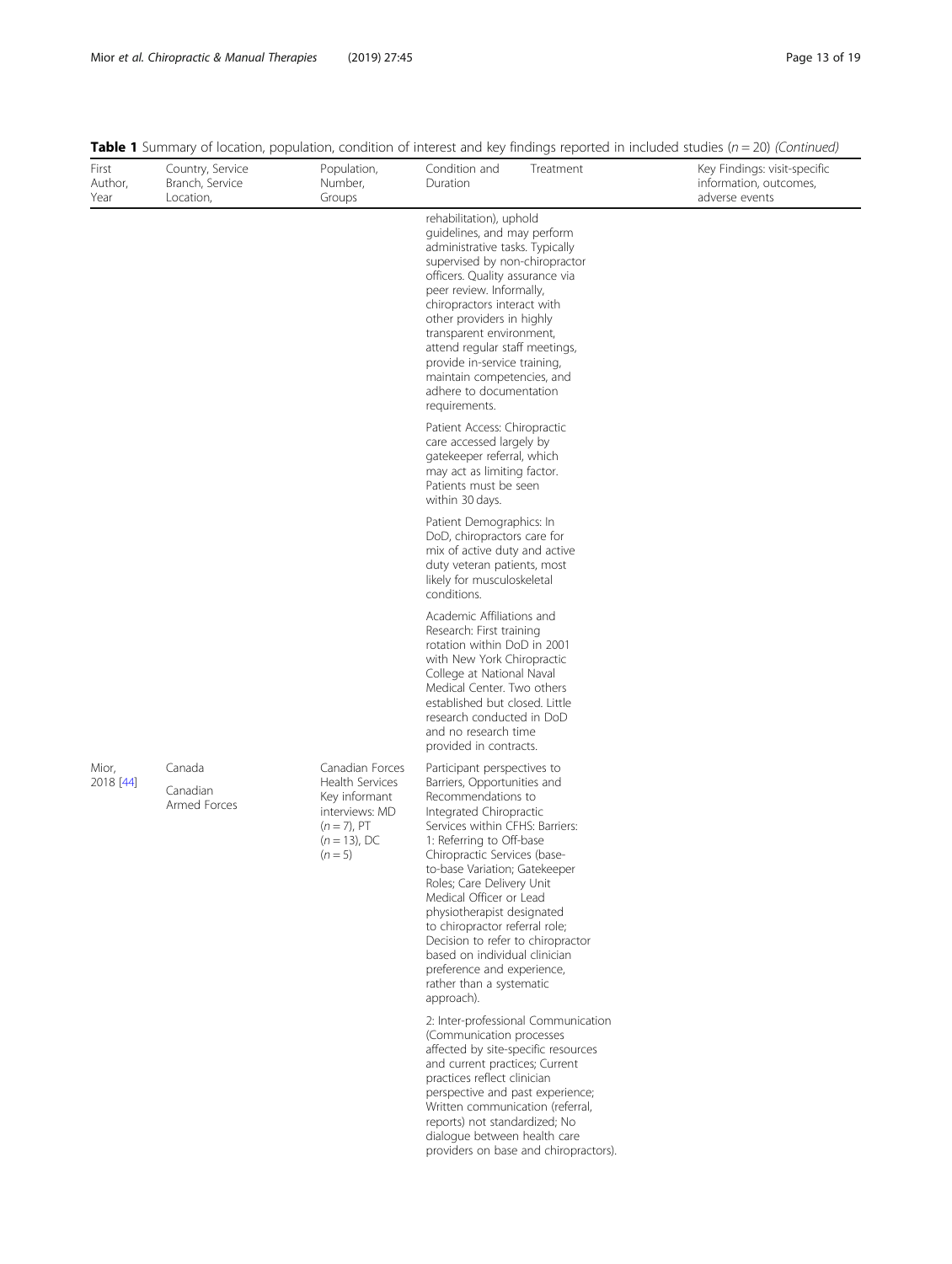**Table 1** Summary of location, population, condition of interest and key findings reported in included studies (*n* = 20) *(Continued)*

| First Author, Year | Country, Service Branch, Service Location, | Population, Number, Groups | Condition and Duration | Treatment | Key Findings: visit-specific information, outcomes, adverse events |
|---|---|---|---|---|---|
| | | | rehabilitation), uphold guidelines, and may perform administrative tasks. Typically supervised by non-chiropractor officers. Quality assurance via peer review. Informally, chiropractors interact with other providers in highly transparent environment, attend regular staff meetings, provide in-service training, maintain competencies, and adhere to documentation requirements. | | |
| | | | Patient Access: Chiropractic care accessed largely by gatekeeper referral, which may act as limiting factor. Patients must be seen within 30 days. | | |
| | | | Patient Demographics: In DoD, chiropractors care for mix of active duty and active duty veteran patients, most likely for musculoskeletal conditions. | | |
| | | | Academic Affiliations and Research: First training rotation within DoD in 2001 with New York Chiropractic College at National Naval Medical Center. Two others established but closed. Little research conducted in DoD and no research time provided in contracts. | | |
| Mior, 2018 [44] | Canada<br>Canadian Armed Forces | Canadian Forces Health Services Key informant interviews: MD (*n* = 7), PT (*n* = 13), DC (*n* = 5) | Participant perspectives to Barriers, Opportunities and Recommendations to Integrated Chiropractic Services within CFHS: Barriers: 1: Referring to Off-base Chiropractic Services (base-to-base Variation; Gatekeeper Roles; Care Delivery Unit Medical Officer or Lead physiotherapist designated to chiropractor referral role; Decision to refer to chiropractor based on individual clinician preference and experience, rather than a systematic approach). | | |
| | | | 2: Inter-professional Communication (Communication processes affected by site-specific resources and current practices; Current practices reflect clinician perspective and past experience; Written communication (referral, reports) not standardized; No dialogue between health care providers on base and chiropractors). | | |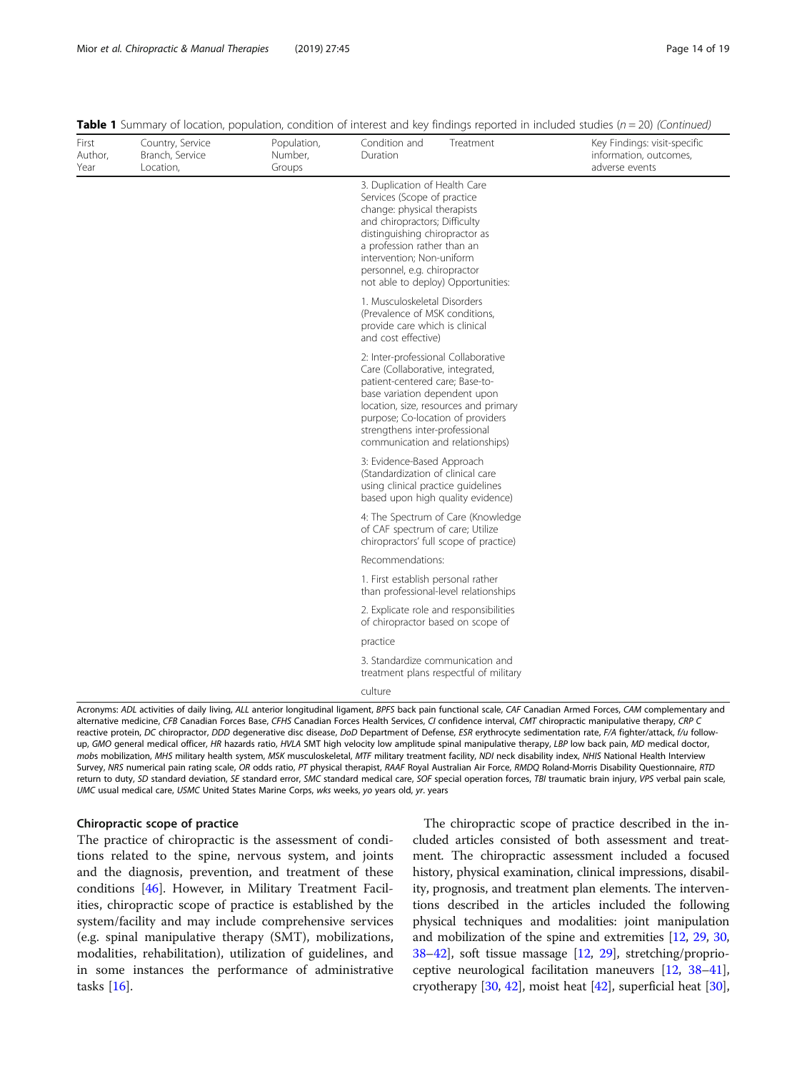**Table 1** Summary of location, population, condition of interest and key findings reported in included studies (n = 20) *(Continued)*

| First Author, Year | Country, Service Branch, Service Location, | Population, Number, Groups | Condition and Duration | Treatment | Key Findings: visit-specific information, outcomes, adverse events |
|---|---|---|---|---|---|
| | | | 3. Duplication of Health Care Services (Scope of practice change: physical therapists and chiropractors; Difficulty distinguishing chiropractor as a profession rather than an intervention; Non-uniform personnel, e.g. chiropractor not able to deploy) Opportunities: | | |
| | | | 1. Musculoskeletal Disorders (Prevalence of MSK conditions, provide care which is clinical and cost effective) | | |
| | | | 2: Inter-professional Collaborative Care (Collaborative, integrated, patient-centered care; Base-to-base variation dependent upon location, size, resources and primary purpose; Co-location of providers strengthens inter-professional communication and relationships) | | |
| | | | 3: Evidence-Based Approach (Standardization of clinical care using clinical practice guidelines based upon high quality evidence) | | |
| | | | 4: The Spectrum of Care (Knowledge of CAF spectrum of care; Utilize chiropractors' full scope of practice) | | |
| | | | Recommendations: | | |
| | | | 1. First establish personal rather than professional-level relationships | | |
| | | | 2. Explicate role and responsibilities of chiropractor based on scope of | | |
| | | | practice | | |
| | | | 3. Standardize communication and treatment plans respectful of military | | |
| | | | culture | | |

Acronyms: *ADL* activities of daily living, *ALL* anterior longitudinal ligament, *BPFS* back pain functional scale, *CAF* Canadian Armed Forces, *CAM* complementary and alternative medicine, *CFB* Canadian Forces Base, *CFHS* Canadian Forces Health Services, *CI* confidence interval, *CMT* chiropractic manipulative therapy, *CRP C* reactive protein, *DC* chiropractor, *DDD* degenerative disc disease, *DoD* Department of Defense, *ESR* erythrocyte sedimentation rate, *F/A* fighter/attack, *f/u* follow-up, *GMO* general medical officer, *HR* hazards ratio, *HVLA* SMT high velocity low amplitude spinal manipulative therapy, *LBP* low back pain, *MD* medical doctor, *mobs* mobilization, *MHS* military health system, *MSK* musculoskeletal, *MTF* military treatment facility, *NDI* neck disability index, *NHIS* National Health Interview Survey, *NRS* numerical pain rating scale, *OR* odds ratio, *PT* physical therapist, *RAAF* Royal Australian Air Force, *RMDQ* Roland-Morris Disability Questionnaire, *RTD* return to duty, *SD* standard deviation, *SE* standard error, *SMC* standard medical care, *SOF* special operation forces, *TBI* traumatic brain injury, *VPS* verbal pain scale, *UMC* usual medical care, *USMC* United States Marine Corps, *wks* weeks, *yo* years old, *yr*. years

### Chiropractic scope of practice

The practice of chiropractic is the assessment of conditions related to the spine, nervous system, and joints and the diagnosis, prevention, and treatment of these conditions [46]. However, in Military Treatment Facilities, chiropractic scope of practice is established by the system/facility and may include comprehensive services (e.g. spinal manipulative therapy (SMT), mobilizations, modalities, rehabilitation), utilization of guidelines, and in some instances the performance of administrative tasks [16].

The chiropractic scope of practice described in the included articles consisted of both assessment and treatment. The chiropractic assessment included a focused history, physical examination, clinical impressions, disability, prognosis, and treatment plan elements. The interventions described in the articles included the following physical techniques and modalities: joint manipulation and mobilization of the spine and extremities [12, 29, 30, 38–42], soft tissue massage [12, 29], stretching/proprioceptive neurological facilitation maneuvers [12, 38–41], cryotherapy [30, 42], moist heat [42], superficial heat [30],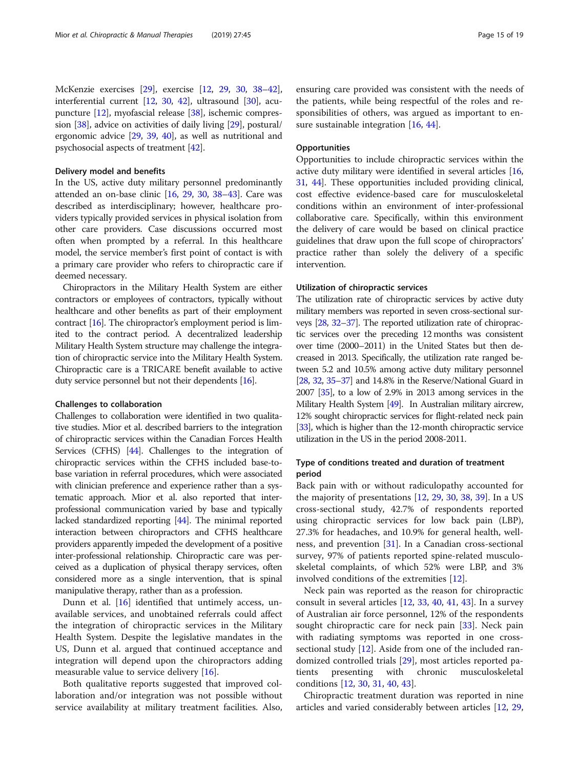McKenzie exercises [29], exercise [12, 29, 30, 38–42], interferential current [12, 30, 42], ultrasound [30], acupuncture [12], myofascial release [38], ischemic compression [38], advice on activities of daily living [29], postural/ergonomic advice [29, 39, 40], as well as nutritional and psychosocial aspects of treatment [42].

### Delivery model and benefits

In the US, active duty military personnel predominantly attended an on-base clinic [16, 29, 30, 38–43]. Care was described as interdisciplinary; however, healthcare providers typically provided services in physical isolation from other care providers. Case discussions occurred most often when prompted by a referral. In this healthcare model, the service member's first point of contact is with a primary care provider who refers to chiropractic care if deemed necessary.

Chiropractors in the Military Health System are either contractors or employees of contractors, typically without healthcare and other benefits as part of their employment contract [16]. The chiropractor's employment period is limited to the contract period. A decentralized leadership Military Health System structure may challenge the integration of chiropractic service into the Military Health System. Chiropractic care is a TRICARE benefit available to active duty service personnel but not their dependents [16].

### Challenges to collaboration

Challenges to collaboration were identified in two qualitative studies. Mior et al. described barriers to the integration of chiropractic services within the Canadian Forces Health Services (CFHS) [44]. Challenges to the integration of chiropractic services within the CFHS included base-to-base variation in referral procedures, which were associated with clinician preference and experience rather than a systematic approach. Mior et al. also reported that inter-professional communication varied by base and typically lacked standardized reporting [44]. The minimal reported interaction between chiropractors and CFHS healthcare providers apparently impeded the development of a positive inter-professional relationship. Chiropractic care was perceived as a duplication of physical therapy services, often considered more as a single intervention, that is spinal manipulative therapy, rather than as a profession.

Dunn et al. [16] identified that untimely access, unavailable services, and unobtained referrals could affect the integration of chiropractic services in the Military Health System. Despite the legislative mandates in the US, Dunn et al. argued that continued acceptance and integration will depend upon the chiropractors adding measurable value to service delivery [16].

Both qualitative reports suggested that improved collaboration and/or integration was not possible without service availability at military treatment facilities. Also, ensuring care provided was consistent with the needs of the patients, while being respectful of the roles and responsibilities of others, was argued as important to ensure sustainable integration [16, 44].

### Opportunities

Opportunities to include chiropractic services within the active duty military were identified in several articles [16, 31, 44]. These opportunities included providing clinical, cost effective evidence-based care for musculoskeletal conditions within an environment of inter-professional collaborative care. Specifically, within this environment the delivery of care would be based on clinical practice guidelines that draw upon the full scope of chiropractors' practice rather than solely the delivery of a specific intervention.

### Utilization of chiropractic services

The utilization rate of chiropractic services by active duty military members was reported in seven cross-sectional surveys [28, 32–37]. The reported utilization rate of chiropractic services over the preceding 12 months was consistent over time (2000–2011) in the United States but then decreased in 2013. Specifically, the utilization rate ranged between 5.2 and 10.5% among active duty military personnel [28, 32, 35–37] and 14.8% in the Reserve/National Guard in 2007 [35], to a low of 2.9% in 2013 among services in the Military Health System [49]. In Australian military aircrew, 12% sought chiropractic services for flight-related neck pain [33], which is higher than the 12-month chiropractic service utilization in the US in the period 2008-2011.

### Type of conditions treated and duration of treatment period

Back pain with or without radiculopathy accounted for the majority of presentations [12, 29, 30, 38, 39]. In a US cross-sectional study, 42.7% of respondents reported using chiropractic services for low back pain (LBP), 27.3% for headaches, and 10.9% for general health, wellness, and prevention [31]. In a Canadian cross-sectional survey, 97% of patients reported spine-related musculoskeletal complaints, of which 52% were LBP, and 3% involved conditions of the extremities [12].

Neck pain was reported as the reason for chiropractic consult in several articles [12, 33, 40, 41, 43]. In a survey of Australian air force personnel, 12% of the respondents sought chiropractic care for neck pain [33]. Neck pain with radiating symptoms was reported in one cross-sectional study [12]. Aside from one of the included randomized controlled trials [29], most articles reported patients presenting with chronic musculoskeletal conditions [12, 30, 31, 40, 43].

Chiropractic treatment duration was reported in nine articles and varied considerably between articles [12, 29,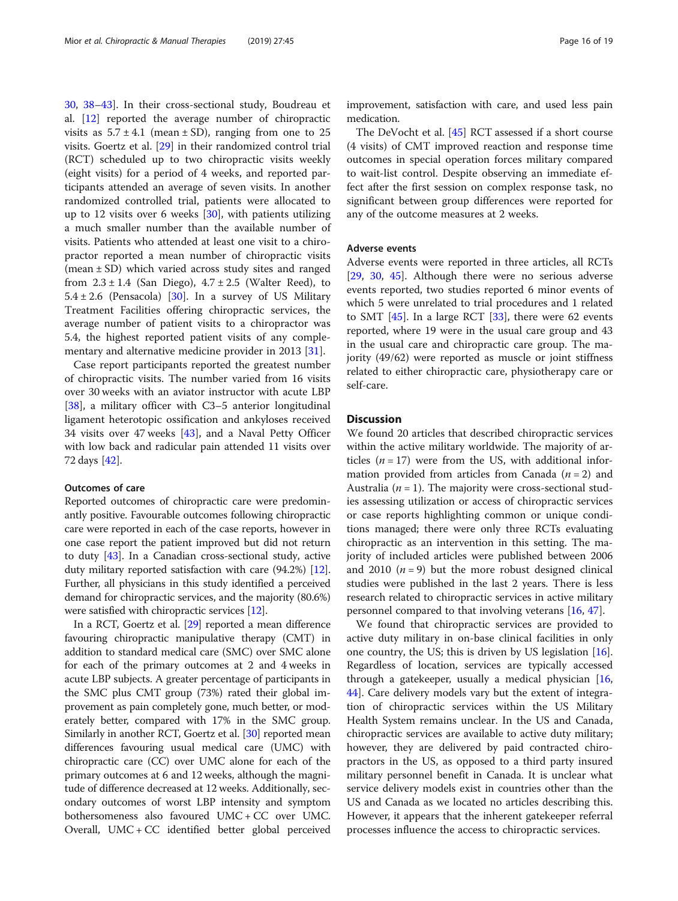30, 38–43]. In their cross-sectional study, Boudreau et al. [12] reported the average number of chiropractic visits as 5.7 ± 4.1 (mean ± SD), ranging from one to 25 visits. Goertz et al. [29] in their randomized control trial (RCT) scheduled up to two chiropractic visits weekly (eight visits) for a period of 4 weeks, and reported participants attended an average of seven visits. In another randomized controlled trial, patients were allocated to up to 12 visits over 6 weeks [30], with patients utilizing a much smaller number than the available number of visits. Patients who attended at least one visit to a chiropractor reported a mean number of chiropractic visits (mean ± SD) which varied across study sites and ranged from 2.3 ± 1.4 (San Diego), 4.7 ± 2.5 (Walter Reed), to 5.4 ± 2.6 (Pensacola) [30]. In a survey of US Military Treatment Facilities offering chiropractic services, the average number of patient visits to a chiropractor was 5.4, the highest reported patient visits of any complementary and alternative medicine provider in 2013 [31].

Case report participants reported the greatest number of chiropractic visits. The number varied from 16 visits over 30 weeks with an aviator instructor with acute LBP [38], a military officer with C3–5 anterior longitudinal ligament heterotopic ossification and ankyloses received 34 visits over 47 weeks [43], and a Naval Petty Officer with low back and radicular pain attended 11 visits over 72 days [42].

### Outcomes of care

Reported outcomes of chiropractic care were predominantly positive. Favourable outcomes following chiropractic care were reported in each of the case reports, however in one case report the patient improved but did not return to duty [43]. In a Canadian cross-sectional study, active duty military reported satisfaction with care (94.2%) [12]. Further, all physicians in this study identified a perceived demand for chiropractic services, and the majority (80.6%) were satisfied with chiropractic services [12].

In a RCT, Goertz et al. [29] reported a mean difference favouring chiropractic manipulative therapy (CMT) in addition to standard medical care (SMC) over SMC alone for each of the primary outcomes at 2 and 4 weeks in acute LBP subjects. A greater percentage of participants in the SMC plus CMT group (73%) rated their global improvement as pain completely gone, much better, or moderately better, compared with 17% in the SMC group. Similarly in another RCT, Goertz et al. [30] reported mean differences favouring usual medical care (UMC) with chiropractic care (CC) over UMC alone for each of the primary outcomes at 6 and 12 weeks, although the magnitude of difference decreased at 12 weeks. Additionally, secondary outcomes of worst LBP intensity and symptom bothersomeness also favoured UMC + CC over UMC. Overall, UMC + CC identified better global perceived improvement, satisfaction with care, and used less pain medication.

The DeVocht et al. [45] RCT assessed if a short course (4 visits) of CMT improved reaction and response time outcomes in special operation forces military compared to wait-list control. Despite observing an immediate effect after the first session on complex response task, no significant between group differences were reported for any of the outcome measures at 2 weeks.

### Adverse events

Adverse events were reported in three articles, all RCTs [29, 30, 45]. Although there were no serious adverse events reported, two studies reported 6 minor events of which 5 were unrelated to trial procedures and 1 related to SMT [45]. In a large RCT [33], there were 62 events reported, where 19 were in the usual care group and 43 in the usual care and chiropractic care group. The majority (49/62) were reported as muscle or joint stiffness related to either chiropractic care, physiotherapy care or self-care.

## Discussion

We found 20 articles that described chiropractic services within the active military worldwide. The majority of articles ($n = 17$) were from the US, with additional information provided from articles from Canada ($n = 2$) and Australia ($n = 1$). The majority were cross-sectional studies assessing utilization or access of chiropractic services or case reports highlighting common or unique conditions managed; there were only three RCTs evaluating chiropractic as an intervention in this setting. The majority of included articles were published between 2006 and 2010 ($n = 9$) but the more robust designed clinical studies were published in the last 2 years. There is less research related to chiropractic services in active military personnel compared to that involving veterans [16, 47].

We found that chiropractic services are provided to active duty military in on-base clinical facilities in only one country, the US; this is driven by US legislation [16]. Regardless of location, services are typically accessed through a gatekeeper, usually a medical physician [16, 44]. Care delivery models vary but the extent of integration of chiropractic services within the US Military Health System remains unclear. In the US and Canada, chiropractic services are available to active duty military; however, they are delivered by paid contracted chiropractors in the US, as opposed to a third party insured military personnel benefit in Canada. It is unclear what service delivery models exist in countries other than the US and Canada as we located no articles describing this. However, it appears that the inherent gatekeeper referral processes influence the access to chiropractic services.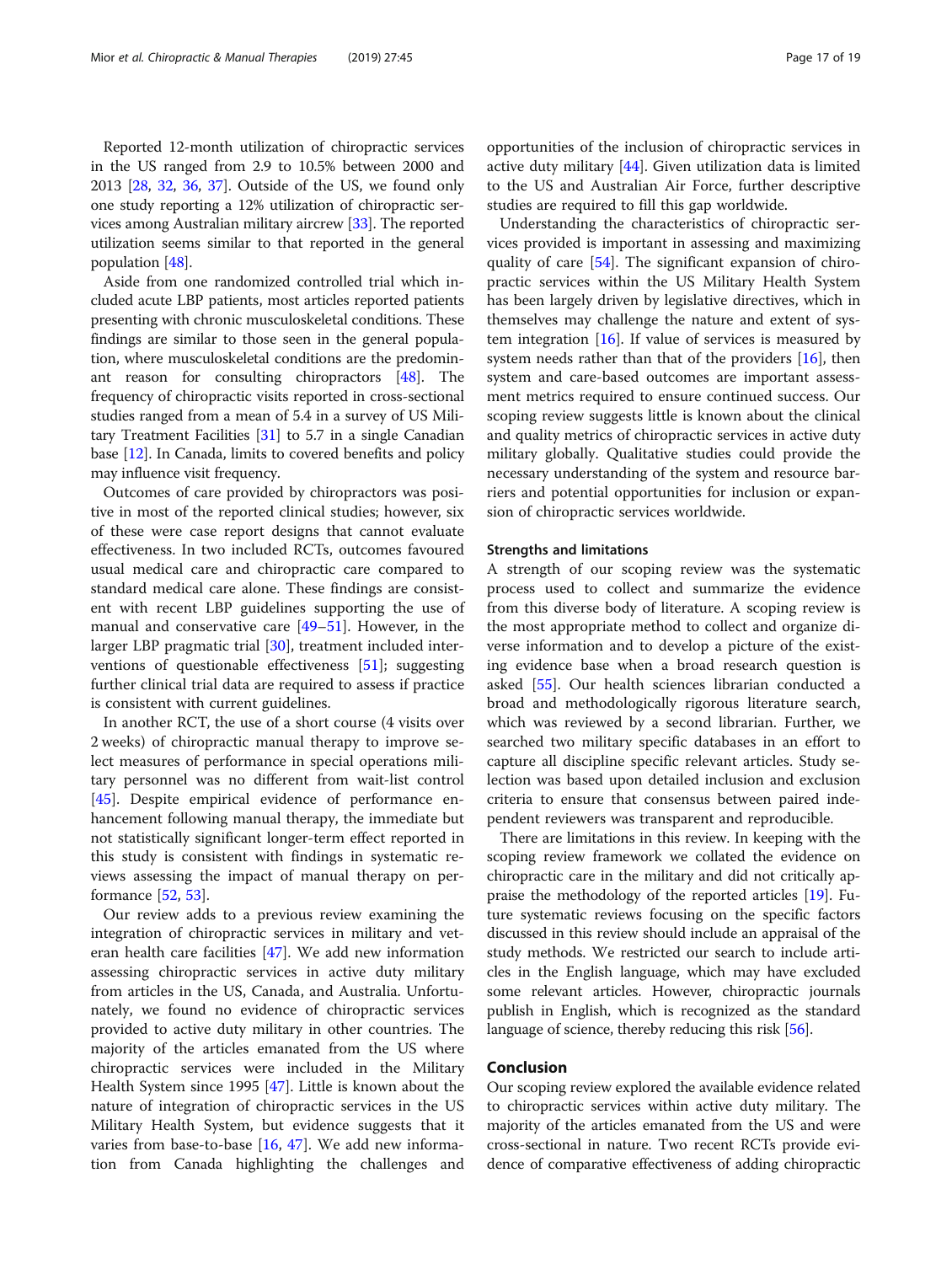Reported 12-month utilization of chiropractic services in the US ranged from 2.9 to 10.5% between 2000 and 2013 [28, 32, 36, 37]. Outside of the US, we found only one study reporting a 12% utilization of chiropractic services among Australian military aircrew [33]. The reported utilization seems similar to that reported in the general population [48].

Aside from one randomized controlled trial which included acute LBP patients, most articles reported patients presenting with chronic musculoskeletal conditions. These findings are similar to those seen in the general population, where musculoskeletal conditions are the predominant reason for consulting chiropractors [48]. The frequency of chiropractic visits reported in cross-sectional studies ranged from a mean of 5.4 in a survey of US Military Treatment Facilities [31] to 5.7 in a single Canadian base [12]. In Canada, limits to covered benefits and policy may influence visit frequency.

Outcomes of care provided by chiropractors was positive in most of the reported clinical studies; however, six of these were case report designs that cannot evaluate effectiveness. In two included RCTs, outcomes favoured usual medical care and chiropractic care compared to standard medical care alone. These findings are consistent with recent LBP guidelines supporting the use of manual and conservative care [49–51]. However, in the larger LBP pragmatic trial [30], treatment included interventions of questionable effectiveness [51]; suggesting further clinical trial data are required to assess if practice is consistent with current guidelines.

In another RCT, the use of a short course (4 visits over 2 weeks) of chiropractic manual therapy to improve select measures of performance in special operations military personnel was no different from wait-list control [45]. Despite empirical evidence of performance enhancement following manual therapy, the immediate but not statistically significant longer-term effect reported in this study is consistent with findings in systematic reviews assessing the impact of manual therapy on performance [52, 53].

Our review adds to a previous review examining the integration of chiropractic services in military and veteran health care facilities [47]. We add new information assessing chiropractic services in active duty military from articles in the US, Canada, and Australia. Unfortunately, we found no evidence of chiropractic services provided to active duty military in other countries. The majority of the articles emanated from the US where chiropractic services were included in the Military Health System since 1995 [47]. Little is known about the nature of integration of chiropractic services in the US Military Health System, but evidence suggests that it varies from base-to-base [16, 47]. We add new information from Canada highlighting the challenges and opportunities of the inclusion of chiropractic services in active duty military [44]. Given utilization data is limited to the US and Australian Air Force, further descriptive studies are required to fill this gap worldwide.

Understanding the characteristics of chiropractic services provided is important in assessing and maximizing quality of care [54]. The significant expansion of chiropractic services within the US Military Health System has been largely driven by legislative directives, which in themselves may challenge the nature and extent of system integration [16]. If value of services is measured by system needs rather than that of the providers [16], then system and care-based outcomes are important assessment metrics required to ensure continued success. Our scoping review suggests little is known about the clinical and quality metrics of chiropractic services in active duty military globally. Qualitative studies could provide the necessary understanding of the system and resource barriers and potential opportunities for inclusion or expansion of chiropractic services worldwide.

### Strengths and limitations

A strength of our scoping review was the systematic process used to collect and summarize the evidence from this diverse body of literature. A scoping review is the most appropriate method to collect and organize diverse information and to develop a picture of the existing evidence base when a broad research question is asked [55]. Our health sciences librarian conducted a broad and methodologically rigorous literature search, which was reviewed by a second librarian. Further, we searched two military specific databases in an effort to capture all discipline specific relevant articles. Study selection was based upon detailed inclusion and exclusion criteria to ensure that consensus between paired independent reviewers was transparent and reproducible.

There are limitations in this review. In keeping with the scoping review framework we collated the evidence on chiropractic care in the military and did not critically appraise the methodology of the reported articles [19]. Future systematic reviews focusing on the specific factors discussed in this review should include an appraisal of the study methods. We restricted our search to include articles in the English language, which may have excluded some relevant articles. However, chiropractic journals publish in English, which is recognized as the standard language of science, thereby reducing this risk [56].

## Conclusion

Our scoping review explored the available evidence related to chiropractic services within active duty military. The majority of the articles emanated from the US and were cross-sectional in nature. Two recent RCTs provide evidence of comparative effectiveness of adding chiropractic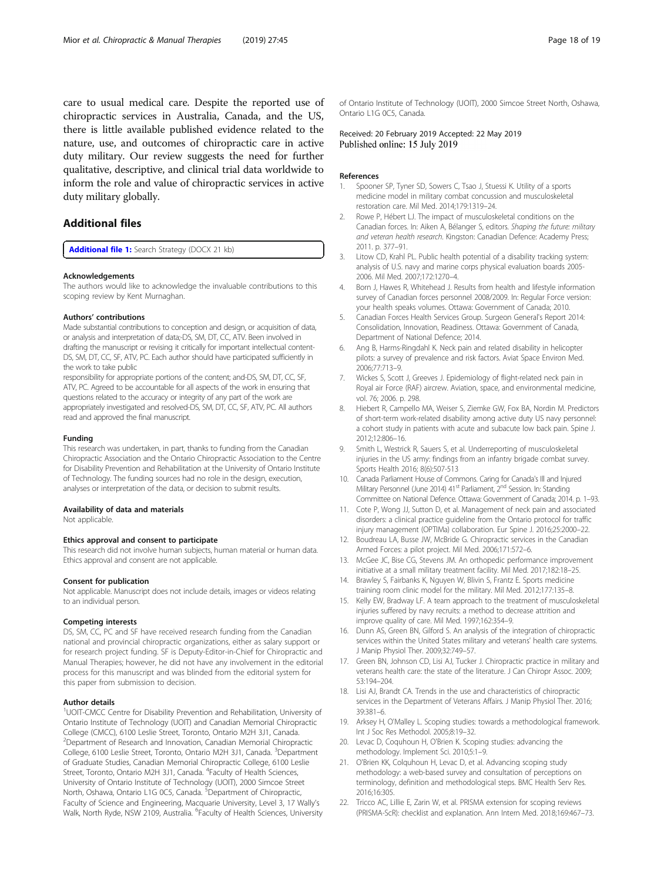care to usual medical care. Despite the reported use of chiropractic services in Australia, Canada, and the US, there is little available published evidence related to the nature, use, and outcomes of chiropractic care in active duty military. Our review suggests the need for further qualitative, descriptive, and clinical trial data worldwide to inform the role and value of chiropractic services in active duty military globally.

## Additional files

**Additional file 1:** Search Strategy (DOCX 21 kb)

#### Acknowledgements

The authors would like to acknowledge the invaluable contributions to this scoping review by Kent Murnaghan.

#### Authors' contributions

Made substantial contributions to conception and design, or acquisition of data, or analysis and interpretation of data;-DS, SM, DT, CC, ATV. Been involved in drafting the manuscript or revising it critically for important intellectual content-DS, SM, DT, CC, SF, ATV, PC. Each author should have participated sufficiently in the work to take public responsibility for appropriate portions of the content; and-DS, SM, DT, CC, SF, ATV, PC. Agreed to be accountable for all aspects of the work in ensuring that questions related to the accuracy or integrity of any part of the work are appropriately investigated and resolved-DS, SM, DT, CC, SF, ATV, PC. All authors read and approved the final manuscript.

#### Funding

This research was undertaken, in part, thanks to funding from the Canadian Chiropractic Association and the Ontario Chiropractic Association to the Centre for Disability Prevention and Rehabilitation at the University of Ontario Institute of Technology. The funding sources had no role in the design, execution, analyses or interpretation of the data, or decision to submit results.

#### Availability of data and materials

Not applicable.

#### Ethics approval and consent to participate

This research did not involve human subjects, human material or human data. Ethics approval and consent are not applicable.

#### Consent for publication

Not applicable. Manuscript does not include details, images or videos relating to an individual person.

#### Competing interests

DS, SM, CC, PC and SF have received research funding from the Canadian national and provincial chiropractic organizations, either as salary support or for research project funding. SF is Deputy-Editor-in-Chief for Chiropractic and Manual Therapies; however, he did not have any involvement in the editorial process for this manuscript and was blinded from the editorial system for this paper from submission to decision.

#### Author details

[1]UOIT-CMCC Centre for Disability Prevention and Rehabilitation, University of Ontario Institute of Technology (UOIT) and Canadian Memorial Chiropractic College (CMCC), 6100 Leslie Street, Toronto, Ontario M2H 3J1, Canada. [2]Department of Research and Innovation, Canadian Memorial Chiropractic College, 6100 Leslie Street, Toronto, Ontario M2H 3J1, Canada. [3]Department of Graduate Studies, Canadian Memorial Chiropractic College, 6100 Leslie Street, Toronto, Ontario M2H 3J1, Canada. [4]Faculty of Health Sciences, University of Ontario Institute of Technology (UOIT), 2000 Simcoe Street North, Oshawa, Ontario L1G 0C5, Canada. [5]Department of Chiropractic, Faculty of Science and Engineering, Macquarie University, Level 3, 17 Wally's Walk, North Ryde, NSW 2109, Australia. [6]Faculty of Health Sciences, University of Ontario Institute of Technology (UOIT), 2000 Simcoe Street North, Oshawa, Ontario L1G 0C5, Canada.

Received: 20 February 2019 Accepted: 22 May 2019
Published online: 15 July 2019

#### References

1. Spooner SP, Tyner SD, Sowers C, Tsao J, Stuessi K. Utility of a sports medicine model in military combat concussion and musculoskeletal restoration care. Mil Med. 2014;179:1319–24.
2. Rowe P, Hébert LJ. The impact of musculoskeletal conditions on the Canadian forces. In: Aiken A, Bélanger S, editors. *Shaping the future: military and veteran health research*. Kingston: Canadian Defence: Academy Press; 2011. p. 377–91.
3. Litow CD, Krahl PL. Public health potential of a disability tracking system: analysis of U.S. navy and marine corps physical evaluation boards 2005-2006. Mil Med. 2007;172:1270–4.
4. Born J, Hawes R, Whitehead J. Results from health and lifestyle information survey of Canadian forces personnel 2008/2009. In: Regular Force version: your health speaks volumes. Ottawa: Government of Canada; 2010.
5. Canadian Forces Health Services Group. Surgeon General's Report 2014: Consolidation, Innovation, Readiness. Ottawa: Government of Canada, Department of National Defence; 2014.
6. Ang B, Harms-Ringdahl K. Neck pain and related disability in helicopter pilots: a survey of prevalence and risk factors. Aviat Space Environ Med. 2006;77:713–9.
7. Wickes S, Scott J, Greeves J. Epidemiology of flight-related neck pain in Royal air Force (RAF) aircrew. Aviation, space, and environmental medicine, vol. 76; 2006. p. 298.
8. Hiebert R, Campello MA, Weiser S, Ziemke GW, Fox BA, Nordin M. Predictors of short-term work-related disability among active duty US navy personnel: a cohort study in patients with acute and subacute low back pain. Spine J. 2012;12:806–16.
9. Smith L, Westrick R, Sauers S, et al. Underreporting of musculoskeletal injuries in the US army: findings from an infantry brigade combat survey. Sports Health 2016; 8(6):507-513
10. Canada Parliament House of Commons. Caring for Canada's Ill and Injured Military Personnel (June 2014) 41st Parliament, 2nd Session. In: Standing Committee on National Defence. Ottawa: Government of Canada; 2014. p. 1–93.
11. Cote P, Wong JJ, Sutton D, et al. Management of neck pain and associated disorders: a clinical practice guideline from the Ontario protocol for traffic injury management (OPTIMa) collaboration. Eur Spine J. 2016;25:2000–22.
12. Boudreau LA, Busse JW, McBride G. Chiropractic services in the Canadian Armed Forces: a pilot project. Mil Med. 2006;171:572–6.
13. McGee JC, Bise CG, Stevens JM. An orthopedic performance improvement initiative at a small military treatment facility. Mil Med. 2017;182:18–25.
14. Brawley S, Fairbanks K, Nguyen W, Blivin S, Frantz E. Sports medicine training room clinic model for the military. Mil Med. 2012;177:135–8.
15. Kelly EW, Bradway LF. A team approach to the treatment of musculoskeletal injuries suffered by navy recruits: a method to decrease attrition and improve quality of care. Mil Med. 1997;162:354–9.
16. Dunn AS, Green BN, Gilford S. An analysis of the integration of chiropractic services within the United States military and veterans' health care systems. J Manip Physiol Ther. 2009;32:749–57.
17. Green BN, Johnson CD, Lisi AJ, Tucker J. Chiropractic practice in military and veterans health care: the state of the literature. J Can Chiropr Assoc. 2009; 53:194–204.
18. Lisi AJ, Brandt CA. Trends in the use and characteristics of chiropractic services in the Department of Veterans Affairs. J Manip Physiol Ther. 2016; 39:381–6.
19. Arksey H, O'Malley L. Scoping studies: towards a methodological framework. Int J Soc Res Methodol. 2005;8:19–32.
20. Levac D, Coquhoun H, O'Brien K. Scoping studies: advancing the methodology. Implement Sci. 2010;5:1–9.
21. O'Brien KK, Colquhoun H, Levac D, et al. Advancing scoping study methodology: a web-based survey and consultation of perceptions on terminology, definition and methodological steps. BMC Health Serv Res. 2016;16:305.
22. Tricco AC, Lillie E, Zarin W, et al. PRISMA extension for scoping reviews (PRISMA-ScR): checklist and explanation. Ann Intern Med. 2018;169:467–73.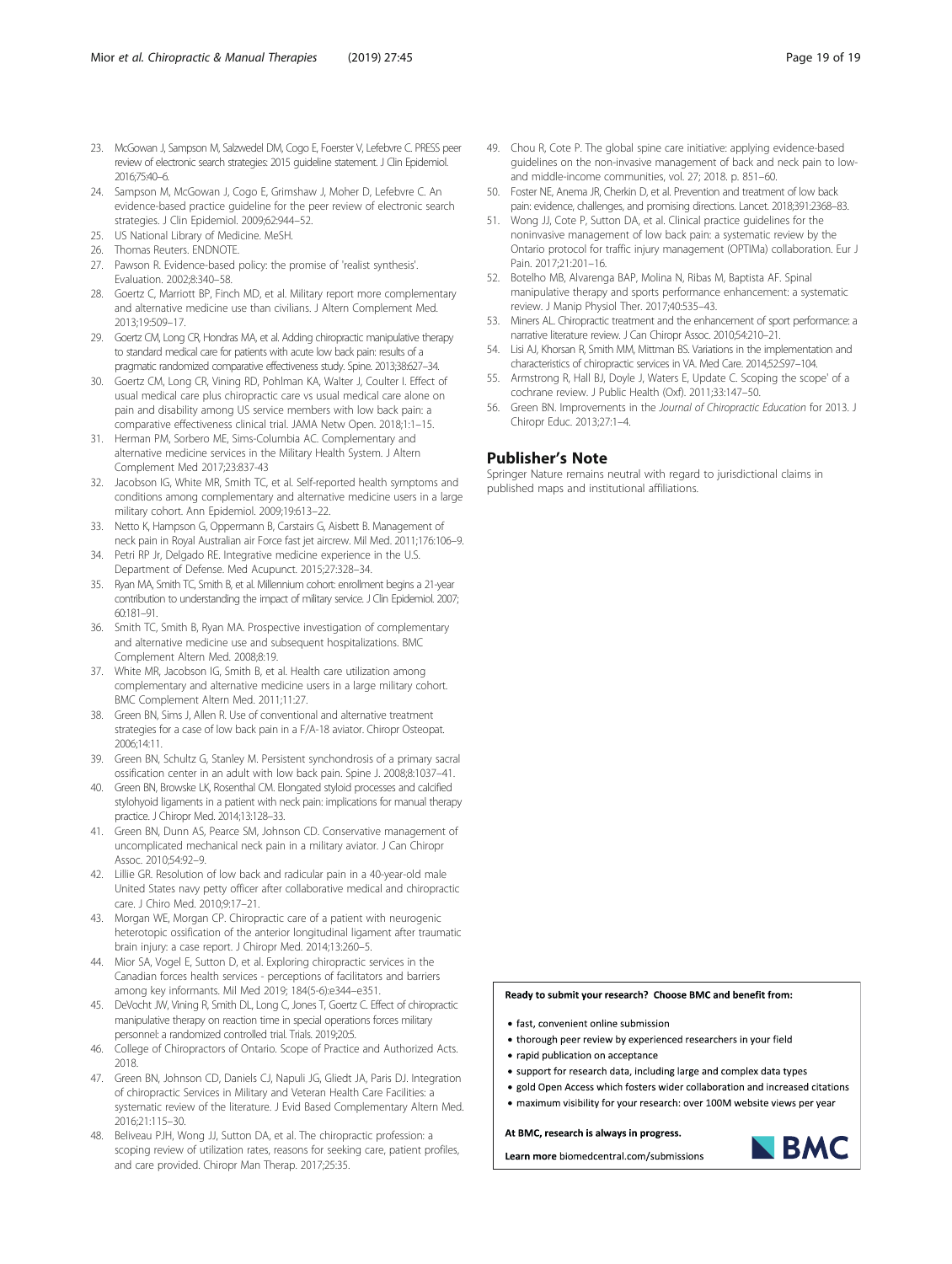23. McGowan J, Sampson M, Salzwedel DM, Cogo E, Foerster V, Lefebvre C. PRESS peer review of electronic search strategies: 2015 guideline statement. J Clin Epidemiol. 2016;75:40–6.
24. Sampson M, McGowan J, Cogo E, Grimshaw J, Moher D, Lefebvre C. An evidence-based practice guideline for the peer review of electronic search strategies. J Clin Epidemiol. 2009;62:944–52.
25. US National Library of Medicine. MeSH.
26. Thomas Reuters. ENDNOTE.
27. Pawson R. Evidence-based policy: the promise of 'realist synthesis'. Evaluation. 2002;8:340–58.
28. Goertz C, Marriott BP, Finch MD, et al. Military report more complementary and alternative medicine use than civilians. J Altern Complement Med. 2013;19:509–17.
29. Goertz CM, Long CR, Hondras MA, et al. Adding chiropractic manipulative therapy to standard medical care for patients with acute low back pain: results of a pragmatic randomized comparative effectiveness study. Spine. 2013;38:627–34.
30. Goertz CM, Long CR, Vining RD, Pohlman KA, Walter J, Coulter I. Effect of usual medical care plus chiropractic care vs usual medical care alone on pain and disability among US service members with low back pain: a comparative effectiveness clinical trial. JAMA Netw Open. 2018;1:1–15.
31. Herman PM, Sorbero ME, Sims-Columbia AC. Complementary and alternative medicine services in the Military Health System. J Altern Complement Med 2017;23:837-43
32. Jacobson IG, White MR, Smith TC, et al. Self-reported health symptoms and conditions among complementary and alternative medicine users in a large military cohort. Ann Epidemiol. 2009;19:613–22.
33. Netto K, Hampson G, Oppermann B, Carstairs G, Aisbett B. Management of neck pain in Royal Australian air Force fast jet aircrew. Mil Med. 2011;176:106–9.
34. Petri RP Jr, Delgado RE. Integrative medicine experience in the U.S. Department of Defense. Med Acupunct. 2015;27:328–34.
35. Ryan MA, Smith TC, Smith B, et al. Millennium cohort: enrollment begins a 21-year contribution to understanding the impact of military service. J Clin Epidemiol. 2007; 60:181–91.
36. Smith TC, Smith B, Ryan MA. Prospective investigation of complementary and alternative medicine use and subsequent hospitalizations. BMC Complement Altern Med. 2008;8:19.
37. White MR, Jacobson IG, Smith B, et al. Health care utilization among complementary and alternative medicine users in a large military cohort. BMC Complement Altern Med. 2011;11:27.
38. Green BN, Sims J, Allen R. Use of conventional and alternative treatment strategies for a case of low back pain in a F/A-18 aviator. Chiropr Osteopat. 2006;14:11.
39. Green BN, Schultz G, Stanley M. Persistent synchondrosis of a primary sacral ossification center in an adult with low back pain. Spine J. 2008;8:1037–41.
40. Green BN, Browske LK, Rosenthal CM. Elongated styloid processes and calcified stylohyoid ligaments in a patient with neck pain: implications for manual therapy practice. J Chiropr Med. 2014;13:128–33.
41. Green BN, Dunn AS, Pearce SM, Johnson CD. Conservative management of uncomplicated mechanical neck pain in a military aviator. J Can Chiropr Assoc. 2010;54:92–9.
42. Lillie GR. Resolution of low back and radicular pain in a 40-year-old male United States navy petty officer after collaborative medical and chiropractic care. J Chiro Med. 2010;9:17–21.
43. Morgan WE, Morgan CP. Chiropractic care of a patient with neurogenic heterotopic ossification of the anterior longitudinal ligament after traumatic brain injury: a case report. J Chiropr Med. 2014;13:260–5.
44. Mior SA, Vogel E, Sutton D, et al. Exploring chiropractic services in the Canadian forces health services - perceptions of facilitators and barriers among key informants. Mil Med 2019; 184(5-6):e344–e351.
45. DeVocht JW, Vining R, Smith DL, Long C, Jones T, Goertz C. Effect of chiropractic manipulative therapy on reaction time in special operations forces military personnel: a randomized controlled trial. Trials. 2019;20:5.
46. College of Chiropractors of Ontario. Scope of Practice and Authorized Acts. 2018.
47. Green BN, Johnson CD, Daniels CJ, Napuli JG, Gliedt JA, Paris DJ. Integration of chiropractic Services in Military and Veteran Health Care Facilities: a systematic review of the literature. J Evid Based Complementary Altern Med. 2016;21:115–30.
48. Beliveau PJH, Wong JJ, Sutton DA, et al. The chiropractic profession: a scoping review of utilization rates, reasons for seeking care, patient profiles, and care provided. Chiropr Man Therap. 2017;25:35.
49. Chou R, Cote P. The global spine care initiative: applying evidence-based guidelines on the non-invasive management of back and neck pain to low- and middle-income communities, vol. 27; 2018. p. 851–60.
50. Foster NE, Anema JR, Cherkin D, et al. Prevention and treatment of low back pain: evidence, challenges, and promising directions. Lancet. 2018;391:2368–83.
51. Wong JJ, Cote P, Sutton DA, et al. Clinical practice guidelines for the noninvasive management of low back pain: a systematic review by the Ontario protocol for traffic injury management (OPTIMa) collaboration. Eur J Pain. 2017;21:201–16.
52. Botelho MB, Alvarenga BAP, Molina N, Ribas M, Baptista AF. Spinal manipulative therapy and sports performance enhancement: a systematic review. J Manip Physiol Ther. 2017;40:535–43.
53. Miners AL. Chiropractic treatment and the enhancement of sport performance: a narrative literature review. J Can Chiropr Assoc. 2010;54:210–21.
54. Lisi AJ, Khorsan R, Smith MM, Mittman BS. Variations in the implementation and characteristics of chiropractic services in VA. Med Care. 2014;52:S97–104.
55. Armstrong R, Hall BJ, Doyle J, Waters E, Update C. Scoping the scope' of a cochrane review. J Public Health (Oxf). 2011;33:147–50.
56. Green BN. Improvements in the *Journal of Chiropractic Education* for 2013. J Chiropr Educ. 2013;27:1–4.

## Publisher's Note

Springer Nature remains neutral with regard to jurisdictional claims in published maps and institutional affiliations.

**Ready to submit your research? Choose BMC and benefit from:**

- fast, convenient online submission
- thorough peer review by experienced researchers in your field
- rapid publication on acceptance
- support for research data, including large and complex data types
- gold Open Access which fosters wider collaboration and increased citations
- maximum visibility for your research: over 100M website views per year

**At BMC, research is always in progress.**

**Learn more** biomedcentral.com/submissions

BMC